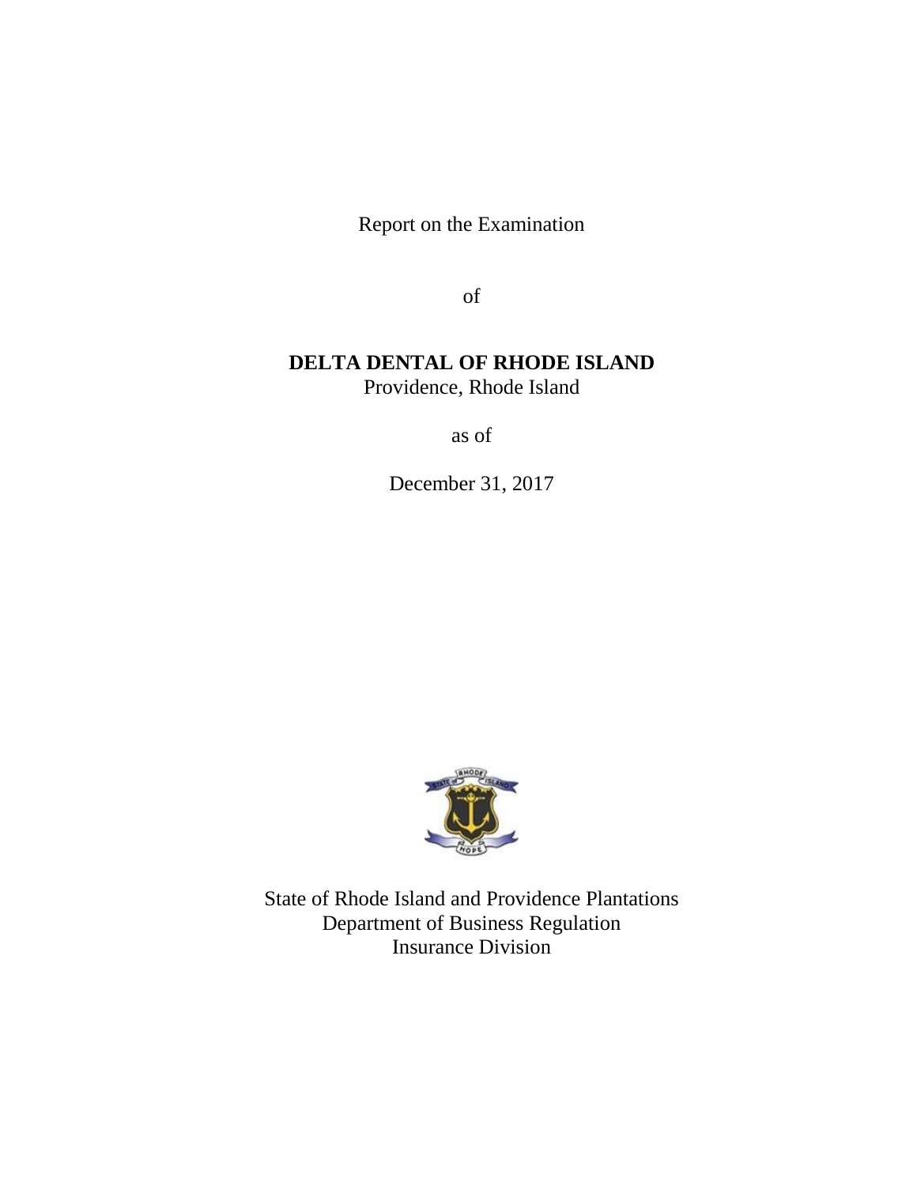Report on the Examination

of

**DELTA DENTAL OF RHODE ISLAND**
Providence, Rhode Island

as of

December 31, 2017

State of Rhode Island and Providence Plantations
Department of Business Regulation
Insurance Division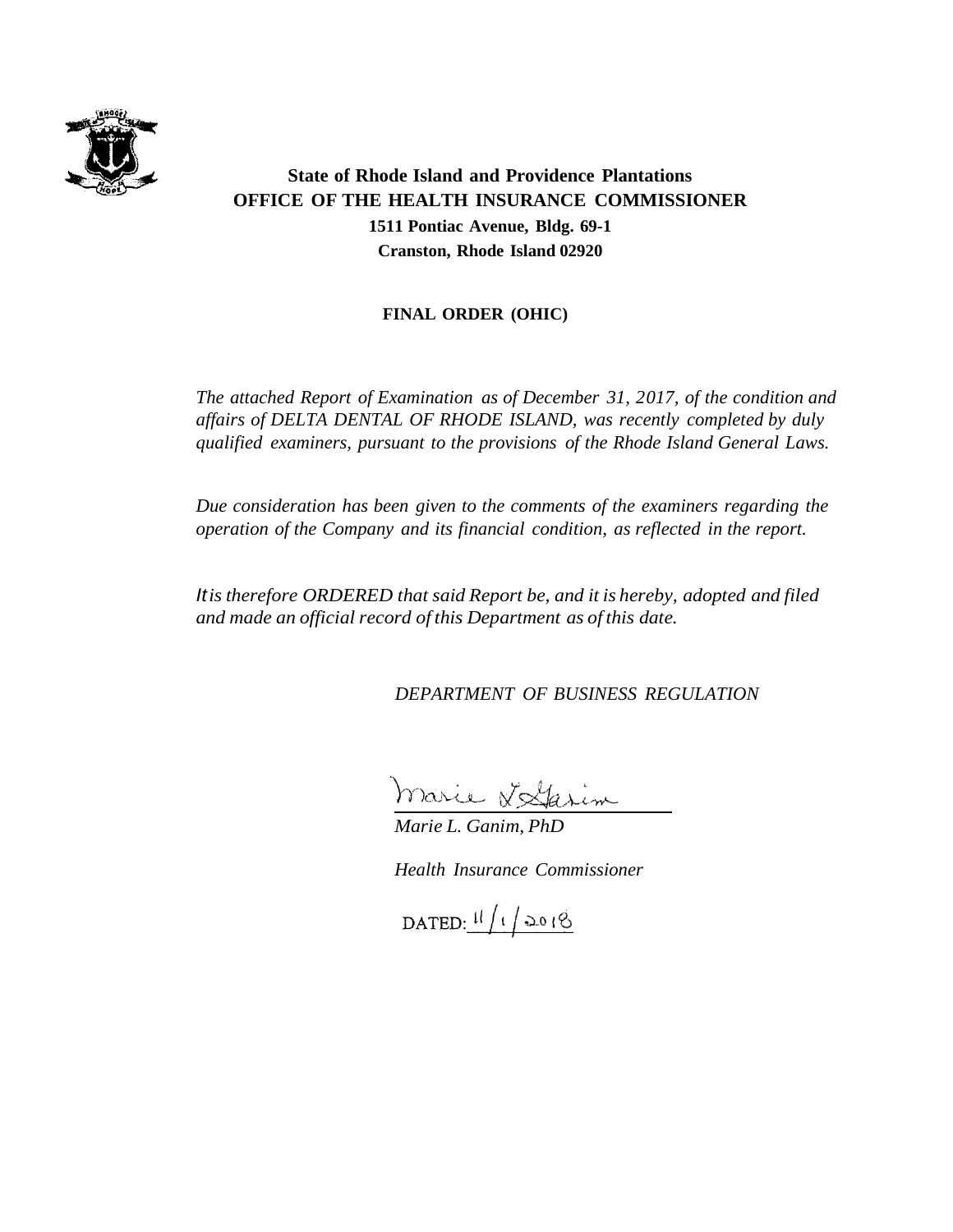**State of Rhode Island and Providence Plantations**
**OFFICE OF THE HEALTH INSURANCE COMMISSIONER**
**1511 Pontiac Avenue, Bldg. 69-1**
**Cranston, Rhode Island 02920**

**FINAL ORDER (OHIC)**

*The attached Report of Examination as of December 31, 2017, of the condition and affairs of DELTA DENTAL OF RHODE ISLAND, was recently completed by duly qualified examiners, pursuant to the provisions of the Rhode Island General Laws.*

*Due consideration has been given to the comments of the examiners regarding the operation of the Company and its financial condition, as reflected in the report.*

*It is therefore ORDERED that said Report be, and it is hereby, adopted and filed and made an official record of this Department as of this date.*

*DEPARTMENT OF BUSINESS REGULATION*

*Marie L. Ganim, PhD*

*Health Insurance Commissioner*

DATED: 11/1/2018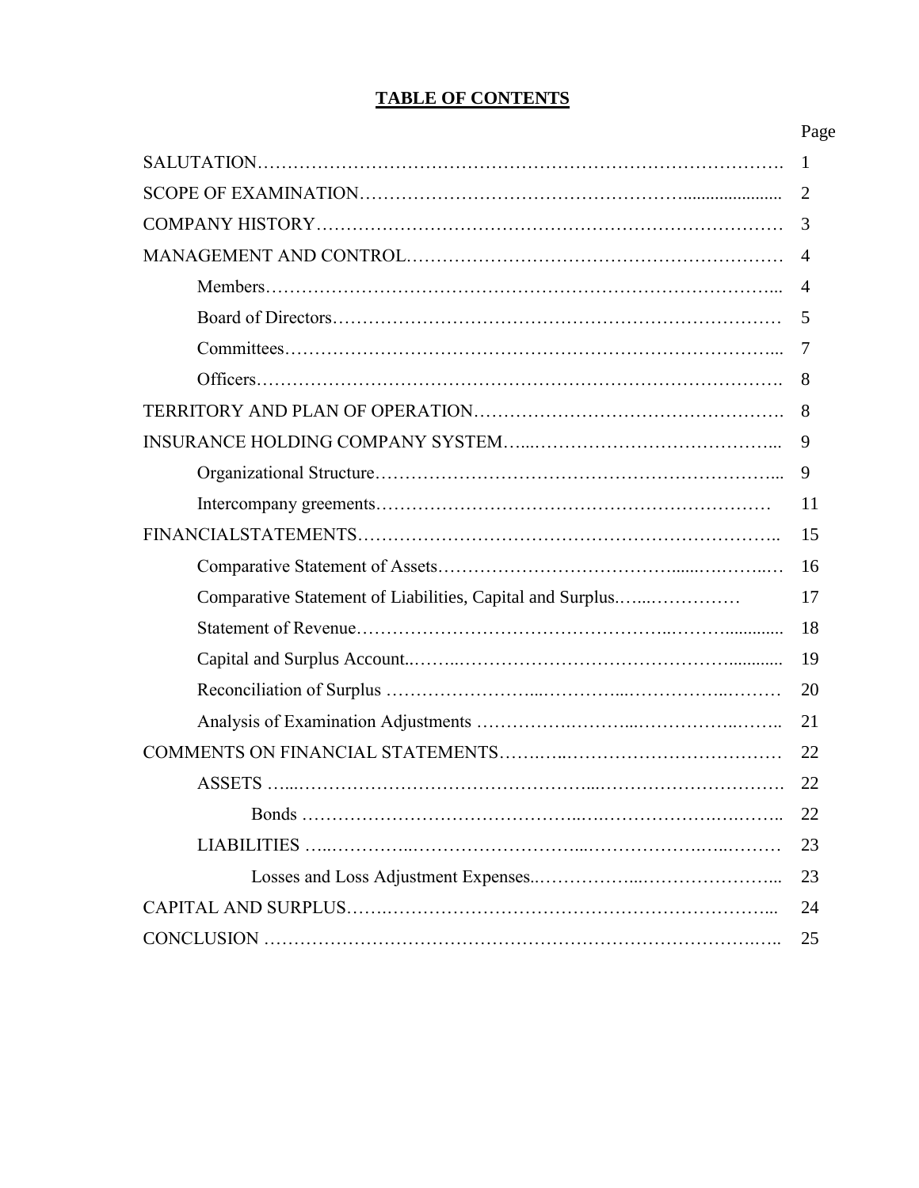# TABLE OF CONTENTS

| | Page |
|---|---|
| SALUTATION | 1 |
| SCOPE OF EXAMINATION | 2 |
| COMPANY HISTORY | 3 |
| MANAGEMENT AND CONTROL | 4 |
| Members | 4 |
| Board of Directors | 5 |
| Committees | 7 |
| Officers | 8 |
| TERRITORY AND PLAN OF OPERATION | 8 |
| INSURANCE HOLDING COMPANY SYSTEM | 9 |
| Organizational Structure | 9 |
| Intercompany greements | 11 |
| FINANCIALSTATEMENTS | 15 |
| Comparative Statement of Assets | 16 |
| Comparative Statement of Liabilities, Capital and Surplus | 17 |
| Statement of Revenue | 18 |
| Capital and Surplus Account | 19 |
| Reconciliation of Surplus | 20 |
| Analysis of Examination Adjustments | 21 |
| COMMENTS ON FINANCIAL STATEMENTS | 22 |
| ASSETS | 22 |
| Bonds | 22 |
| LIABILITIES | 23 |
| Losses and Loss Adjustment Expenses | 23 |
| CAPITAL AND SURPLUS | 24 |
| CONCLUSION | 25 |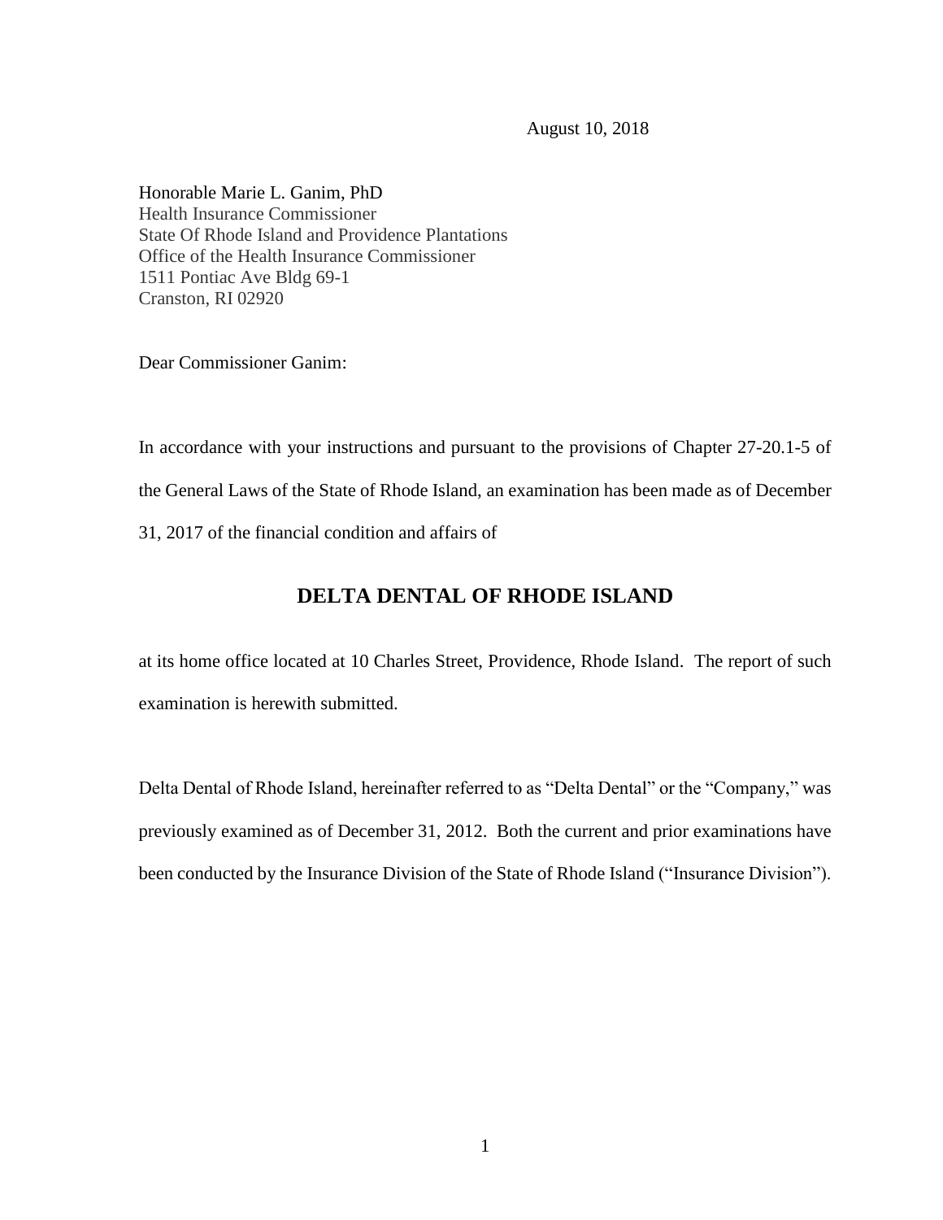August 10, 2018

Honorable Marie L. Ganim, PhD
Health Insurance Commissioner
State Of Rhode Island and Providence Plantations
Office of the Health Insurance Commissioner
1511 Pontiac Ave Bldg 69-1
Cranston, RI 02920

Dear Commissioner Ganim:

In accordance with your instructions and pursuant to the provisions of Chapter 27-20.1-5 of the General Laws of the State of Rhode Island, an examination has been made as of December 31, 2017 of the financial condition and affairs of

## DELTA DENTAL OF RHODE ISLAND

at its home office located at 10 Charles Street, Providence, Rhode Island. The report of such examination is herewith submitted.

Delta Dental of Rhode Island, hereinafter referred to as "Delta Dental" or the "Company," was previously examined as of December 31, 2012. Both the current and prior examinations have been conducted by the Insurance Division of the State of Rhode Island ("Insurance Division").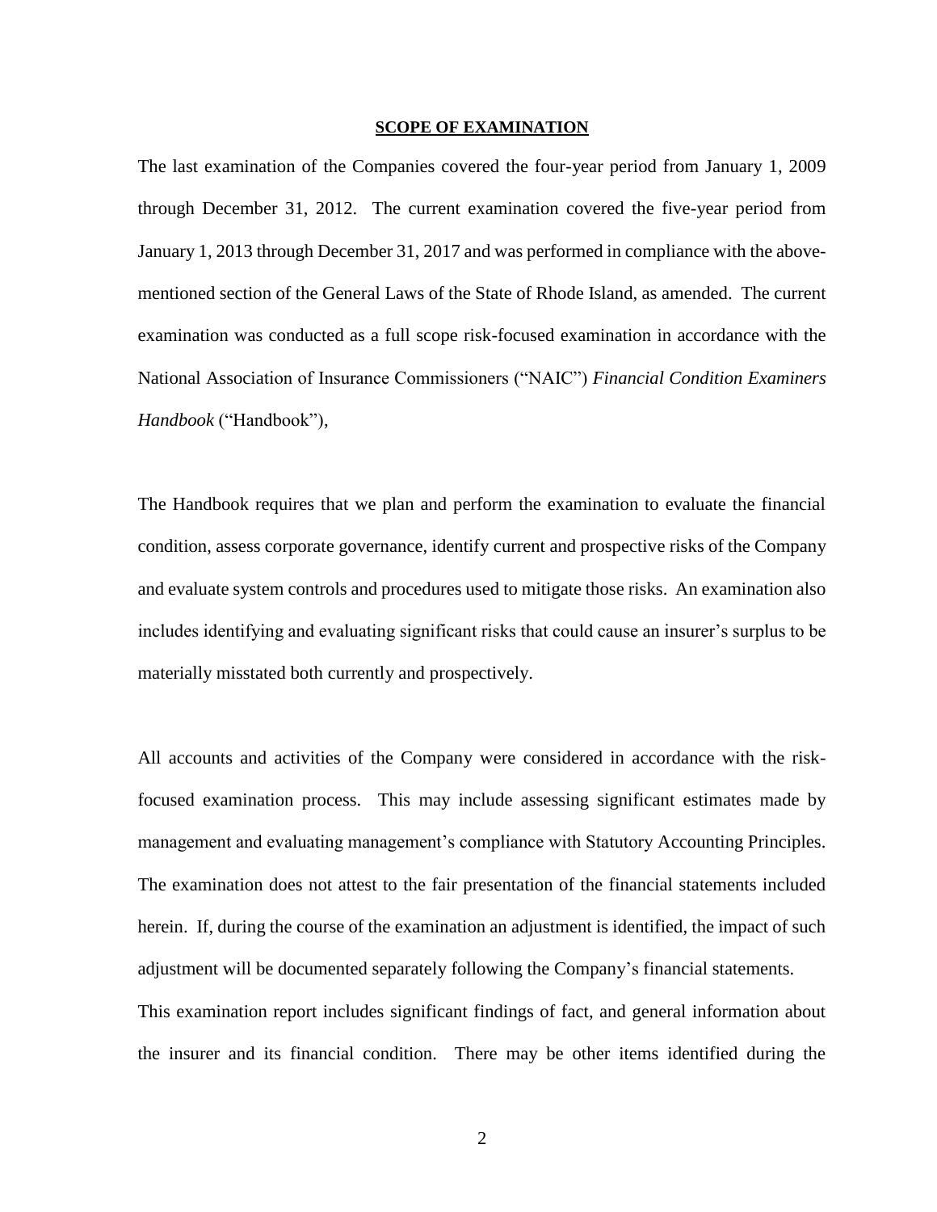## SCOPE OF EXAMINATION

The last examination of the Companies covered the four-year period from January 1, 2009 through December 31, 2012. The current examination covered the five-year period from January 1, 2013 through December 31, 2017 and was performed in compliance with the above-mentioned section of the General Laws of the State of Rhode Island, as amended. The current examination was conducted as a full scope risk-focused examination in accordance with the National Association of Insurance Commissioners ("NAIC") *Financial Condition Examiners Handbook* ("Handbook"),

The Handbook requires that we plan and perform the examination to evaluate the financial condition, assess corporate governance, identify current and prospective risks of the Company and evaluate system controls and procedures used to mitigate those risks. An examination also includes identifying and evaluating significant risks that could cause an insurer's surplus to be materially misstated both currently and prospectively.

All accounts and activities of the Company were considered in accordance with the risk-focused examination process. This may include assessing significant estimates made by management and evaluating management's compliance with Statutory Accounting Principles. The examination does not attest to the fair presentation of the financial statements included herein. If, during the course of the examination an adjustment is identified, the impact of such adjustment will be documented separately following the Company's financial statements.

This examination report includes significant findings of fact, and general information about the insurer and its financial condition. There may be other items identified during the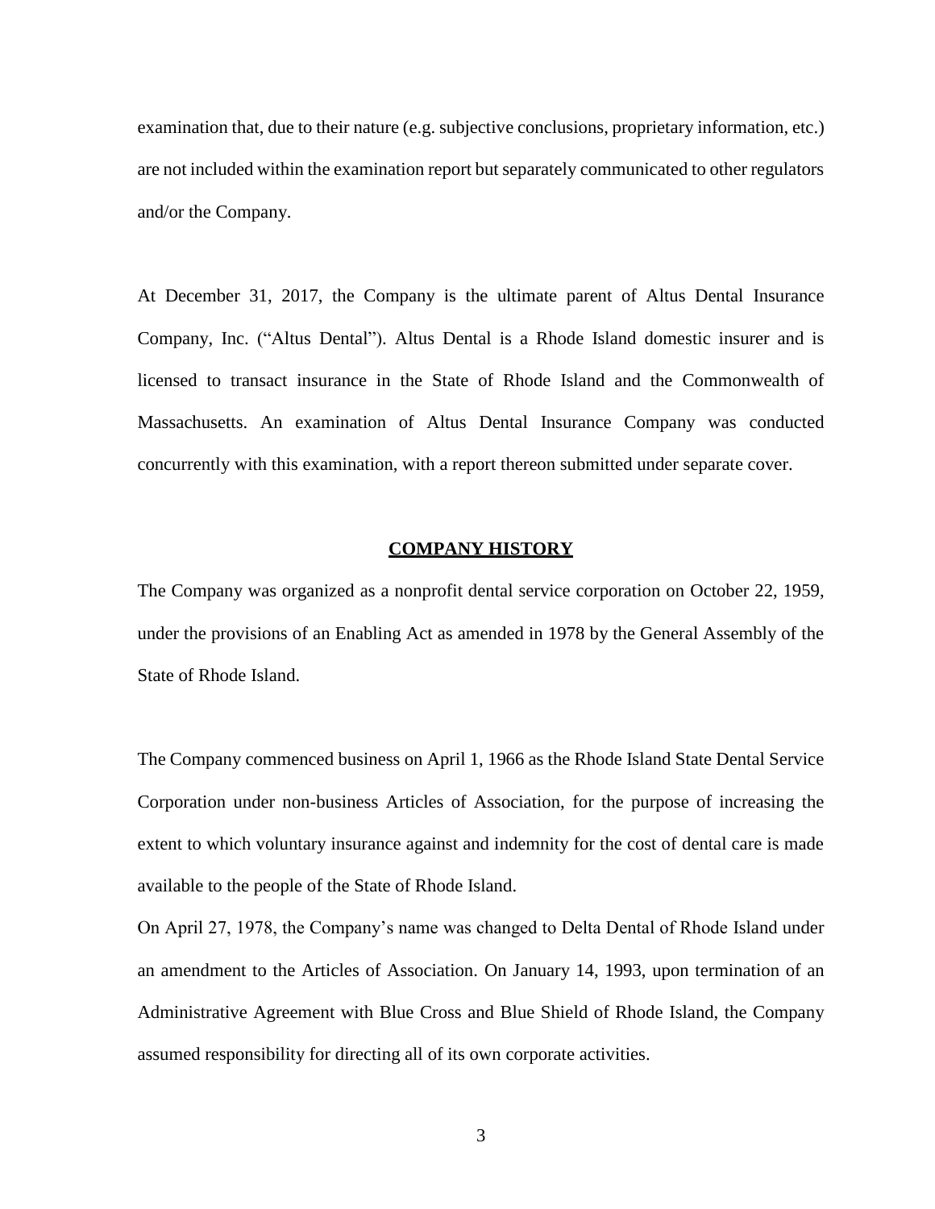examination that, due to their nature (e.g. subjective conclusions, proprietary information, etc.) are not included within the examination report but separately communicated to other regulators and/or the Company.

At December 31, 2017, the Company is the ultimate parent of Altus Dental Insurance Company, Inc. ("Altus Dental"). Altus Dental is a Rhode Island domestic insurer and is licensed to transact insurance in the State of Rhode Island and the Commonwealth of Massachusetts. An examination of Altus Dental Insurance Company was conducted concurrently with this examination, with a report thereon submitted under separate cover.

## COMPANY HISTORY

The Company was organized as a nonprofit dental service corporation on October 22, 1959, under the provisions of an Enabling Act as amended in 1978 by the General Assembly of the State of Rhode Island.

The Company commenced business on April 1, 1966 as the Rhode Island State Dental Service Corporation under non-business Articles of Association, for the purpose of increasing the extent to which voluntary insurance against and indemnity for the cost of dental care is made available to the people of the State of Rhode Island.

On April 27, 1978, the Company's name was changed to Delta Dental of Rhode Island under an amendment to the Articles of Association. On January 14, 1993, upon termination of an Administrative Agreement with Blue Cross and Blue Shield of Rhode Island, the Company assumed responsibility for directing all of its own corporate activities.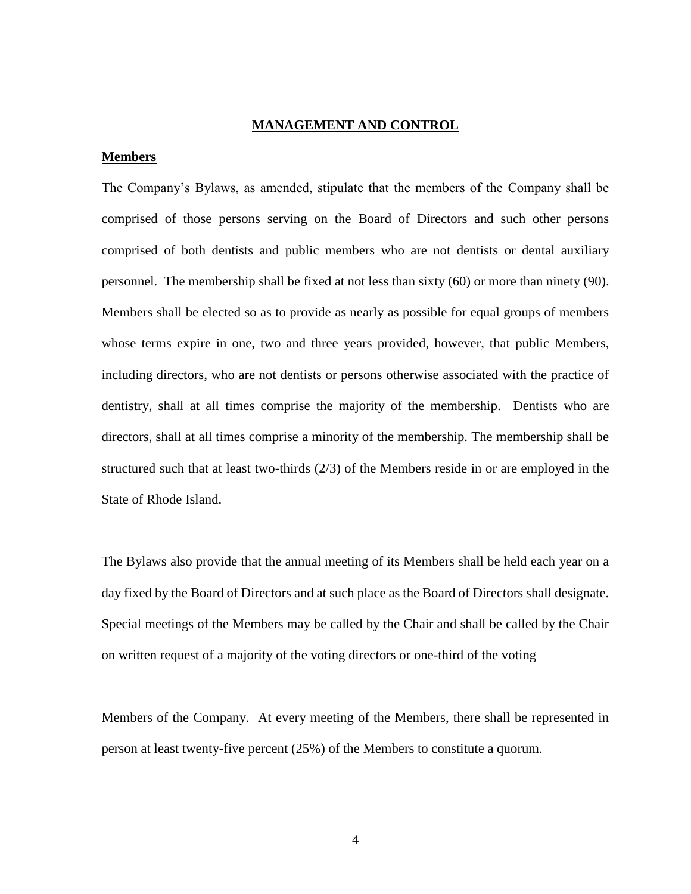## MANAGEMENT AND CONTROL

### Members

The Company's Bylaws, as amended, stipulate that the members of the Company shall be comprised of those persons serving on the Board of Directors and such other persons comprised of both dentists and public members who are not dentists or dental auxiliary personnel. The membership shall be fixed at not less than sixty (60) or more than ninety (90). Members shall be elected so as to provide as nearly as possible for equal groups of members whose terms expire in one, two and three years provided, however, that public Members, including directors, who are not dentists or persons otherwise associated with the practice of dentistry, shall at all times comprise the majority of the membership. Dentists who are directors, shall at all times comprise a minority of the membership. The membership shall be structured such that at least two-thirds (2/3) of the Members reside in or are employed in the State of Rhode Island.

The Bylaws also provide that the annual meeting of its Members shall be held each year on a day fixed by the Board of Directors and at such place as the Board of Directors shall designate. Special meetings of the Members may be called by the Chair and shall be called by the Chair on written request of a majority of the voting directors or one-third of the voting Members of the Company. At every meeting of the Members, there shall be represented in person at least twenty-five percent (25%) of the Members to constitute a quorum.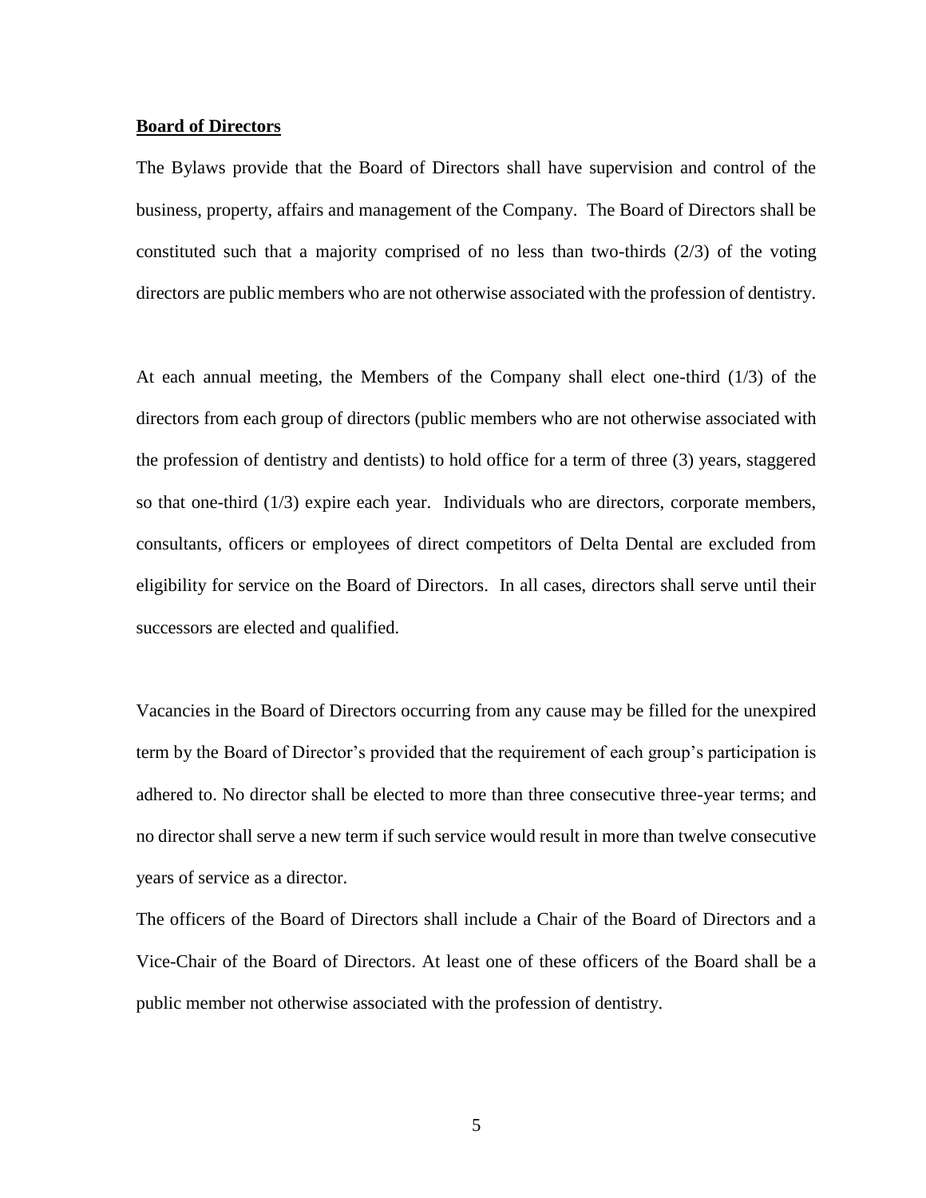**Board of Directors**

The Bylaws provide that the Board of Directors shall have supervision and control of the business, property, affairs and management of the Company. The Board of Directors shall be constituted such that a majority comprised of no less than two-thirds (2/3) of the voting directors are public members who are not otherwise associated with the profession of dentistry.

At each annual meeting, the Members of the Company shall elect one-third (1/3) of the directors from each group of directors (public members who are not otherwise associated with the profession of dentistry and dentists) to hold office for a term of three (3) years, staggered so that one-third (1/3) expire each year. Individuals who are directors, corporate members, consultants, officers or employees of direct competitors of Delta Dental are excluded from eligibility for service on the Board of Directors. In all cases, directors shall serve until their successors are elected and qualified.

Vacancies in the Board of Directors occurring from any cause may be filled for the unexpired term by the Board of Director's provided that the requirement of each group's participation is adhered to. No director shall be elected to more than three consecutive three-year terms; and no director shall serve a new term if such service would result in more than twelve consecutive years of service as a director.

The officers of the Board of Directors shall include a Chair of the Board of Directors and a Vice-Chair of the Board of Directors. At least one of these officers of the Board shall be a public member not otherwise associated with the profession of dentistry.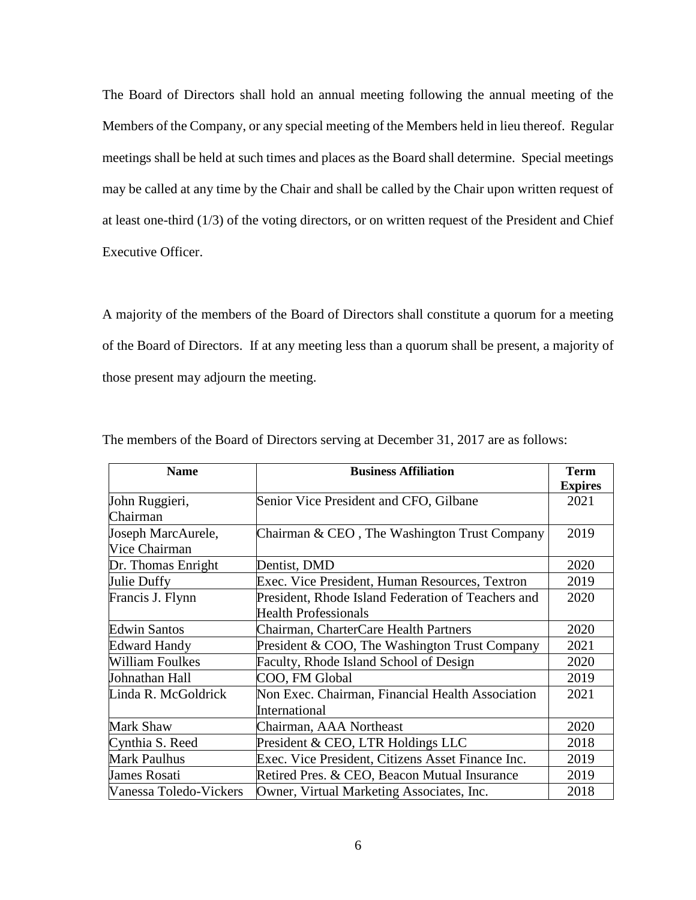The Board of Directors shall hold an annual meeting following the annual meeting of the Members of the Company, or any special meeting of the Members held in lieu thereof. Regular meetings shall be held at such times and places as the Board shall determine. Special meetings may be called at any time by the Chair and shall be called by the Chair upon written request of at least one-third (1/3) of the voting directors, or on written request of the President and Chief Executive Officer.

A majority of the members of the Board of Directors shall constitute a quorum for a meeting of the Board of Directors. If at any meeting less than a quorum shall be present, a majority of those present may adjourn the meeting.

The members of the Board of Directors serving at December 31, 2017 are as follows:

| Name | Business Affiliation | Term Expires |
|---|---|---|
| John Ruggieri, Chairman | Senior Vice President and CFO, Gilbane | 2021 |
| Joseph MarcAurele, Vice Chairman | Chairman & CEO , The Washington Trust Company | 2019 |
| Dr. Thomas Enright | Dentist, DMD | 2020 |
| Julie Duffy | Exec. Vice President, Human Resources, Textron | 2019 |
| Francis J. Flynn | President, Rhode Island Federation of Teachers and Health Professionals | 2020 |
| Edwin Santos | Chairman, CharterCare Health Partners | 2020 |
| Edward Handy | President & COO, The Washington Trust Company | 2021 |
| William Foulkes | Faculty, Rhode Island School of Design | 2020 |
| Johnathan Hall | COO, FM Global | 2019 |
| Linda R. McGoldrick | Non Exec. Chairman, Financial Health Association International | 2021 |
| Mark Shaw | Chairman, AAA Northeast | 2020 |
| Cynthia S. Reed | President & CEO, LTR Holdings LLC | 2018 |
| Mark Paulhus | Exec. Vice President, Citizens Asset Finance Inc. | 2019 |
| James Rosati | Retired Pres. & CEO, Beacon Mutual Insurance | 2019 |
| Vanessa Toledo-Vickers | Owner, Virtual Marketing Associates, Inc. | 2018 |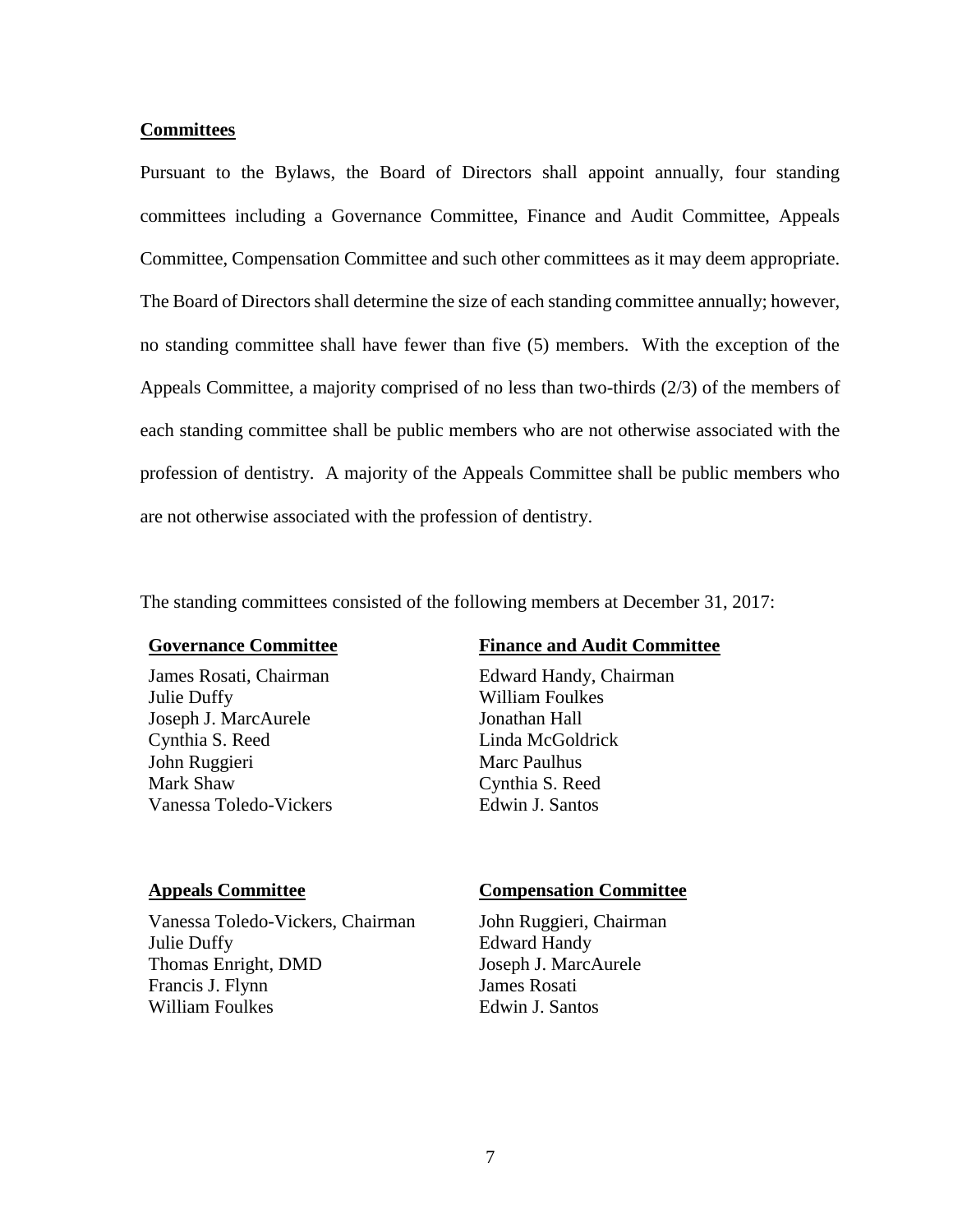**Committees**

Pursuant to the Bylaws, the Board of Directors shall appoint annually, four standing committees including a Governance Committee, Finance and Audit Committee, Appeals Committee, Compensation Committee and such other committees as it may deem appropriate. The Board of Directors shall determine the size of each standing committee annually; however, no standing committee shall have fewer than five (5) members. With the exception of the Appeals Committee, a majority comprised of no less than two-thirds (2/3) of the members of each standing committee shall be public members who are not otherwise associated with the profession of dentistry. A majority of the Appeals Committee shall be public members who are not otherwise associated with the profession of dentistry.

The standing committees consisted of the following members at December 31, 2017:

**Governance Committee**

James Rosati, Chairman
Julie Duffy
Joseph J. MarcAurele
Cynthia S. Reed
John Ruggieri
Mark Shaw
Vanessa Toledo-Vickers

**Finance and Audit Committee**

Edward Handy, Chairman
William Foulkes
Jonathan Hall
Linda McGoldrick
Marc Paulhus
Cynthia S. Reed
Edwin J. Santos

**Appeals Committee**

Vanessa Toledo-Vickers, Chairman
Julie Duffy
Thomas Enright, DMD
Francis J. Flynn
William Foulkes

**Compensation Committee**

John Ruggieri, Chairman
Edward Handy
Joseph J. MarcAurele
James Rosati
Edwin J. Santos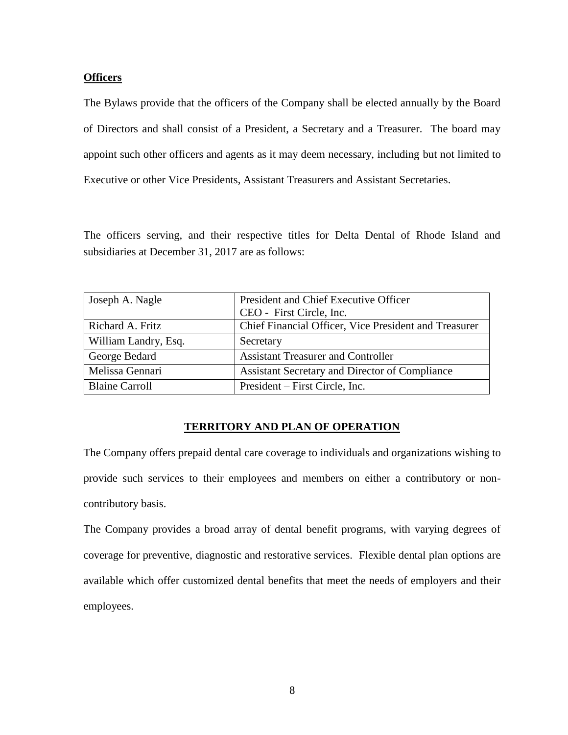### **Officers**

The Bylaws provide that the officers of the Company shall be elected annually by the Board of Directors and shall consist of a President, a Secretary and a Treasurer. The board may appoint such other officers and agents as it may deem necessary, including but not limited to Executive or other Vice Presidents, Assistant Treasurers and Assistant Secretaries.

The officers serving, and their respective titles for Delta Dental of Rhode Island and subsidiaries at December 31, 2017 are as follows:

| Name | Title |
|---|---|
| Joseph A. Nagle | President and Chief Executive Officer<br>CEO - First Circle, Inc. |
| Richard A. Fritz | Chief Financial Officer, Vice President and Treasurer |
| William Landry, Esq. | Secretary |
| George Bedard | Assistant Treasurer and Controller |
| Melissa Gennari | Assistant Secretary and Director of Compliance |
| Blaine Carroll | President – First Circle, Inc. |

## **TERRITORY AND PLAN OF OPERATION**

The Company offers prepaid dental care coverage to individuals and organizations wishing to provide such services to their employees and members on either a contributory or non-contributory basis.

The Company provides a broad array of dental benefit programs, with varying degrees of coverage for preventive, diagnostic and restorative services. Flexible dental plan options are available which offer customized dental benefits that meet the needs of employers and their employees.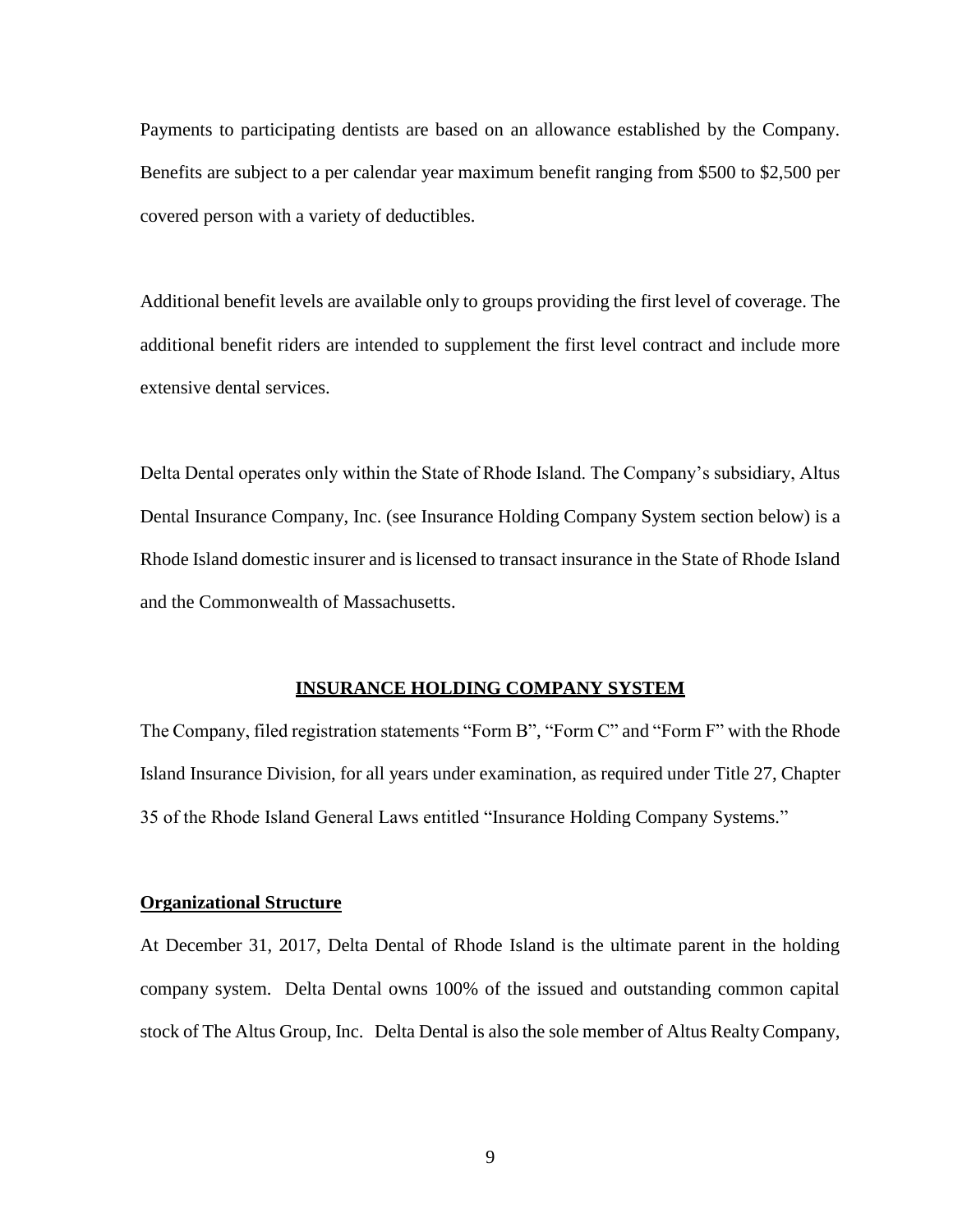Payments to participating dentists are based on an allowance established by the Company. Benefits are subject to a per calendar year maximum benefit ranging from $500 to $2,500 per covered person with a variety of deductibles.

Additional benefit levels are available only to groups providing the first level of coverage. The additional benefit riders are intended to supplement the first level contract and include more extensive dental services.

Delta Dental operates only within the State of Rhode Island. The Company's subsidiary, Altus Dental Insurance Company, Inc. (see Insurance Holding Company System section below) is a Rhode Island domestic insurer and is licensed to transact insurance in the State of Rhode Island and the Commonwealth of Massachusetts.

## INSURANCE HOLDING COMPANY SYSTEM

The Company, filed registration statements "Form B", "Form C" and "Form F" with the Rhode Island Insurance Division, for all years under examination, as required under Title 27, Chapter 35 of the Rhode Island General Laws entitled "Insurance Holding Company Systems."

### Organizational Structure

At December 31, 2017, Delta Dental of Rhode Island is the ultimate parent in the holding company system. Delta Dental owns 100% of the issued and outstanding common capital stock of The Altus Group, Inc. Delta Dental is also the sole member of Altus Realty Company,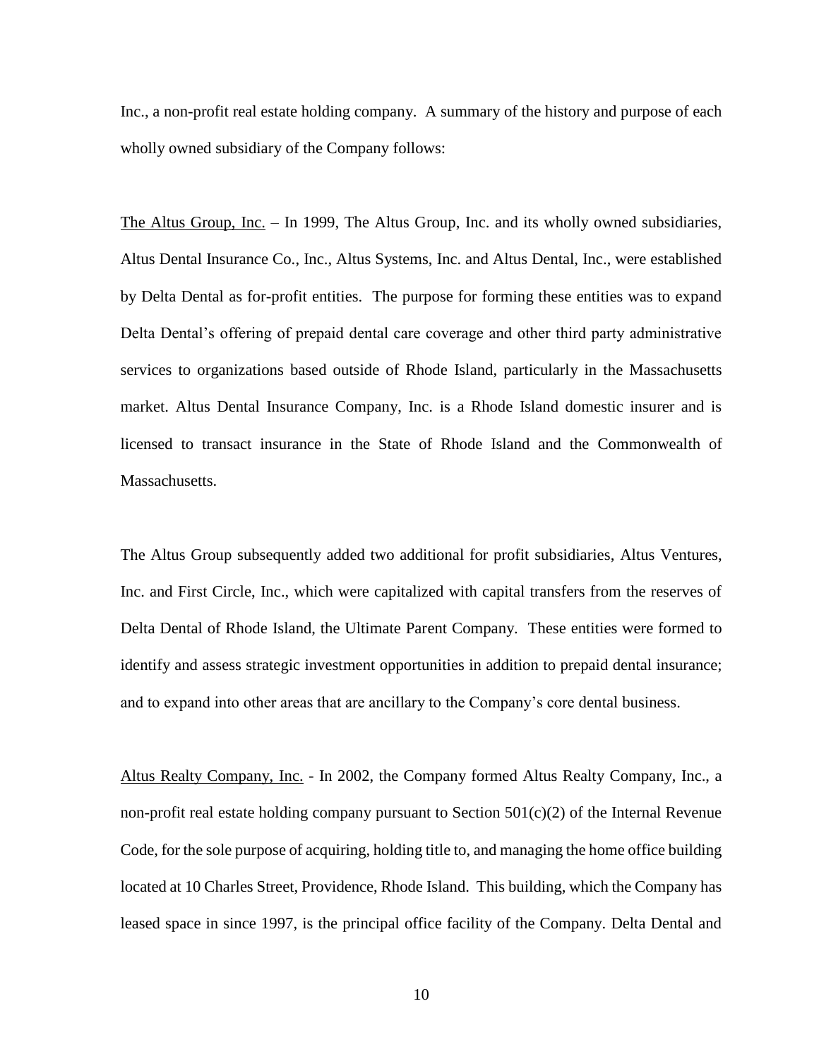Inc., a non-profit real estate holding company. A summary of the history and purpose of each wholly owned subsidiary of the Company follows:

<u>The Altus Group, Inc.</u> – In 1999, The Altus Group, Inc. and its wholly owned subsidiaries, Altus Dental Insurance Co., Inc., Altus Systems, Inc. and Altus Dental, Inc., were established by Delta Dental as for-profit entities. The purpose for forming these entities was to expand Delta Dental's offering of prepaid dental care coverage and other third party administrative services to organizations based outside of Rhode Island, particularly in the Massachusetts market. Altus Dental Insurance Company, Inc. is a Rhode Island domestic insurer and is licensed to transact insurance in the State of Rhode Island and the Commonwealth of Massachusetts.

The Altus Group subsequently added two additional for profit subsidiaries, Altus Ventures, Inc. and First Circle, Inc., which were capitalized with capital transfers from the reserves of Delta Dental of Rhode Island, the Ultimate Parent Company. These entities were formed to identify and assess strategic investment opportunities in addition to prepaid dental insurance; and to expand into other areas that are ancillary to the Company's core dental business.

<u>Altus Realty Company, Inc.</u> - In 2002, the Company formed Altus Realty Company, Inc., a non-profit real estate holding company pursuant to Section 501(c)(2) of the Internal Revenue Code, for the sole purpose of acquiring, holding title to, and managing the home office building located at 10 Charles Street, Providence, Rhode Island. This building, which the Company has leased space in since 1997, is the principal office facility of the Company. Delta Dental and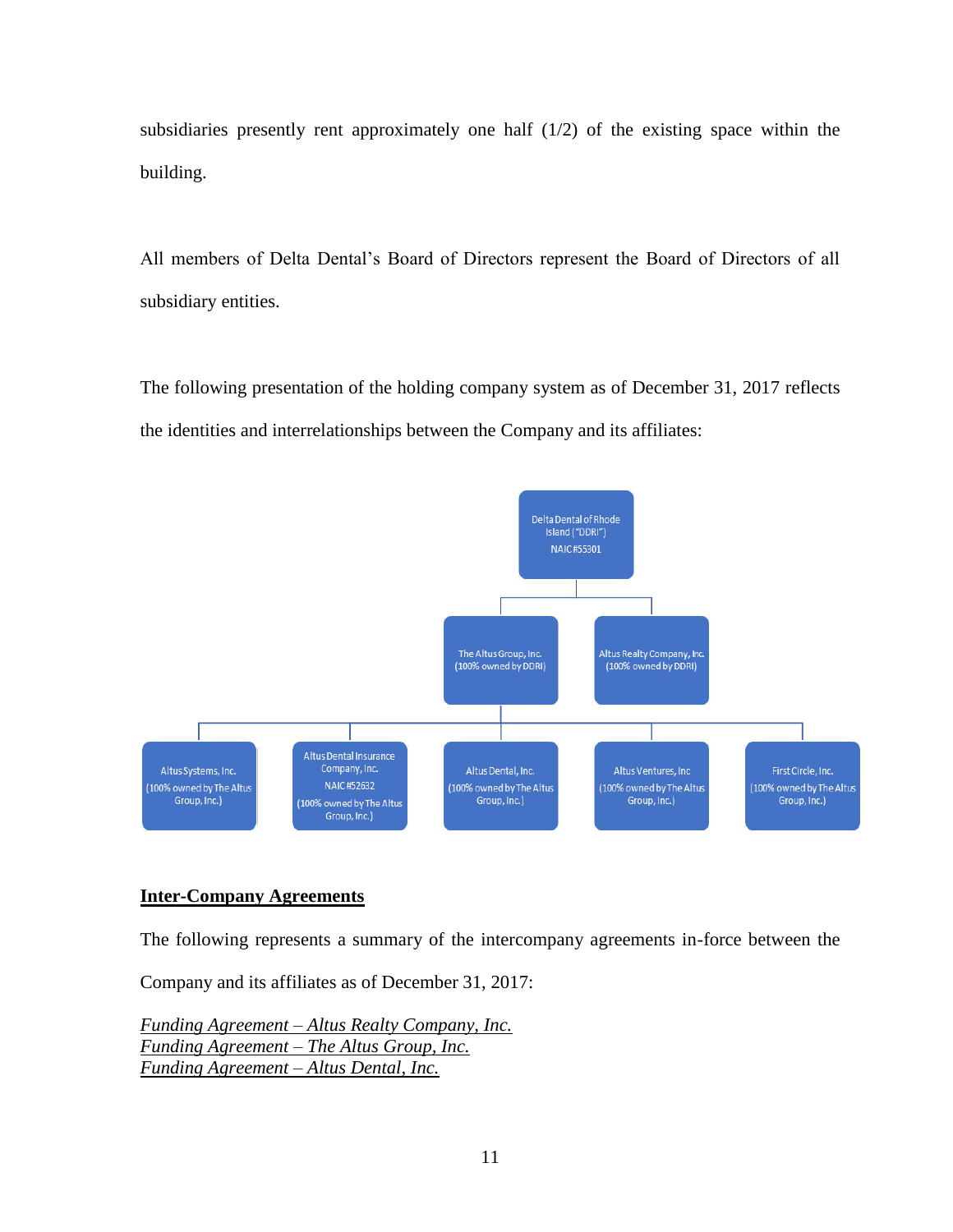subsidiaries presently rent approximately one half (1/2) of the existing space within the building.

All members of Delta Dental's Board of Directors represent the Board of Directors of all subsidiary entities.

The following presentation of the holding company system as of December 31, 2017 reflects the identities and interrelationships between the Company and its affiliates:

- Delta Dental of Rhode Island ("DDRI") NAIC #55301
  - The Altus Group, Inc. (100% owned by DDRI)
    - Altus Systems, Inc. (100% owned by The Altus Group, Inc.)
    - Altus Dental Insurance Company, Inc. NAIC #52632 (100% owned by The Altus Group, Inc.)
    - Altus Dental, Inc. (100% owned by The Altus Group, Inc.)
    - Altus Ventures, Inc (100% owned by The Altus Group, Inc.)
    - First Circle, Inc. (100% owned by The Altus Group, Inc.)
  - Altus Realty Company, Inc. (100% owned by DDRI)

**<u>Inter-Company Agreements</u>**

The following represents a summary of the intercompany agreements in-force between the Company and its affiliates as of December 31, 2017:

*<u>Funding Agreement – Altus Realty Company, Inc.</u>*
*<u>Funding Agreement – The Altus Group, Inc.</u>*
*<u>Funding Agreement – Altus Dental, Inc.</u>*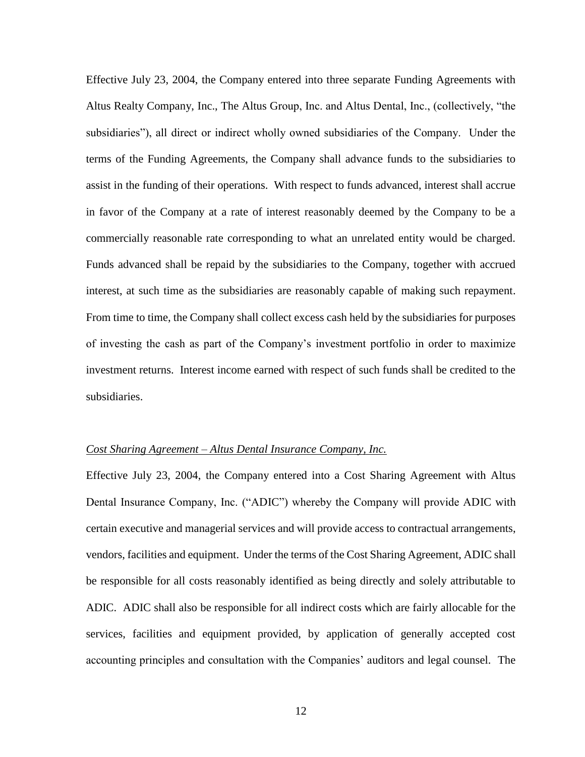Effective July 23, 2004, the Company entered into three separate Funding Agreements with Altus Realty Company, Inc., The Altus Group, Inc. and Altus Dental, Inc., (collectively, "the subsidiaries"), all direct or indirect wholly owned subsidiaries of the Company. Under the terms of the Funding Agreements, the Company shall advance funds to the subsidiaries to assist in the funding of their operations. With respect to funds advanced, interest shall accrue in favor of the Company at a rate of interest reasonably deemed by the Company to be a commercially reasonable rate corresponding to what an unrelated entity would be charged. Funds advanced shall be repaid by the subsidiaries to the Company, together with accrued interest, at such time as the subsidiaries are reasonably capable of making such repayment. From time to time, the Company shall collect excess cash held by the subsidiaries for purposes of investing the cash as part of the Company's investment portfolio in order to maximize investment returns. Interest income earned with respect of such funds shall be credited to the subsidiaries.

*Cost Sharing Agreement – Altus Dental Insurance Company, Inc.*

Effective July 23, 2004, the Company entered into a Cost Sharing Agreement with Altus Dental Insurance Company, Inc. ("ADIC") whereby the Company will provide ADIC with certain executive and managerial services and will provide access to contractual arrangements, vendors, facilities and equipment. Under the terms of the Cost Sharing Agreement, ADIC shall be responsible for all costs reasonably identified as being directly and solely attributable to ADIC. ADIC shall also be responsible for all indirect costs which are fairly allocable for the services, facilities and equipment provided, by application of generally accepted cost accounting principles and consultation with the Companies' auditors and legal counsel. The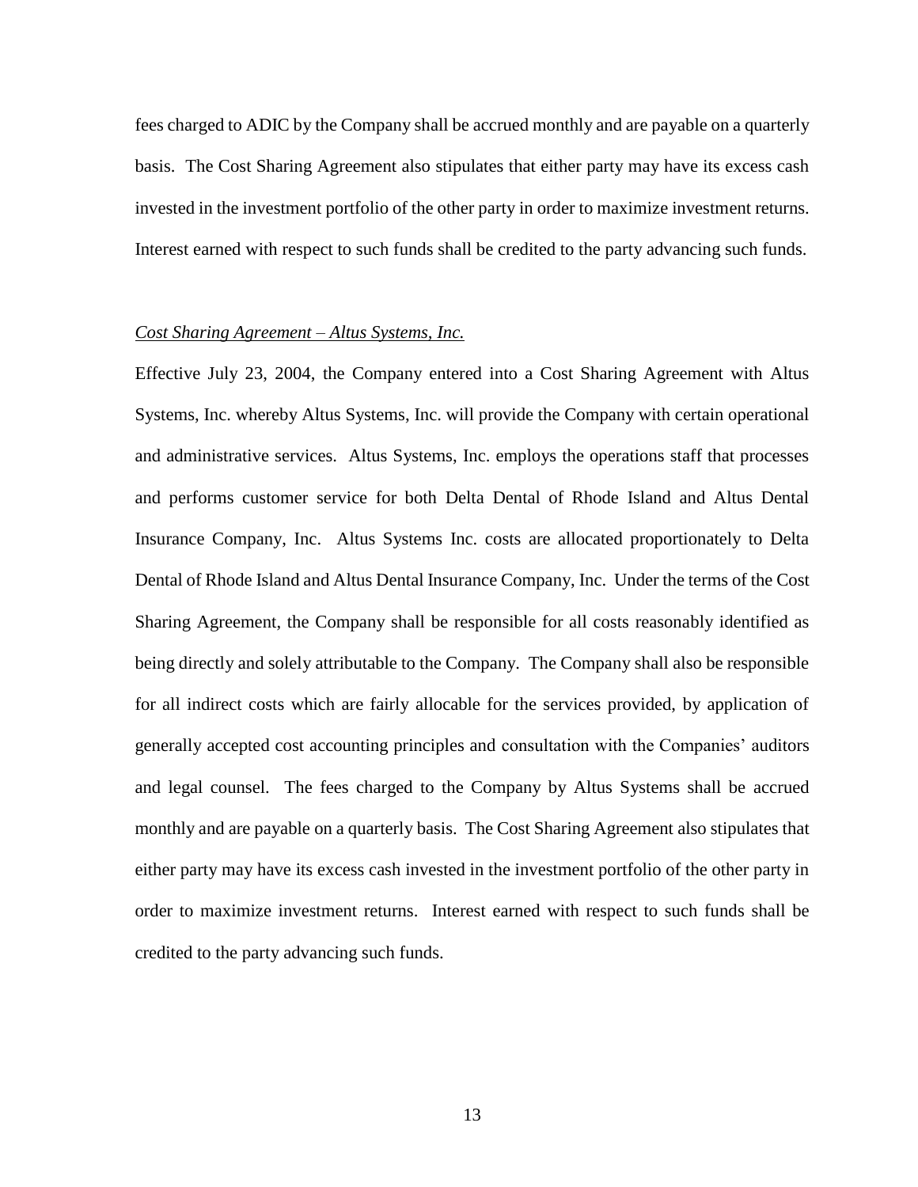fees charged to ADIC by the Company shall be accrued monthly and are payable on a quarterly basis. The Cost Sharing Agreement also stipulates that either party may have its excess cash invested in the investment portfolio of the other party in order to maximize investment returns. Interest earned with respect to such funds shall be credited to the party advancing such funds.

*Cost Sharing Agreement – Altus Systems, Inc.*

Effective July 23, 2004, the Company entered into a Cost Sharing Agreement with Altus Systems, Inc. whereby Altus Systems, Inc. will provide the Company with certain operational and administrative services. Altus Systems, Inc. employs the operations staff that processes and performs customer service for both Delta Dental of Rhode Island and Altus Dental Insurance Company, Inc. Altus Systems Inc. costs are allocated proportionately to Delta Dental of Rhode Island and Altus Dental Insurance Company, Inc. Under the terms of the Cost Sharing Agreement, the Company shall be responsible for all costs reasonably identified as being directly and solely attributable to the Company. The Company shall also be responsible for all indirect costs which are fairly allocable for the services provided, by application of generally accepted cost accounting principles and consultation with the Companies' auditors and legal counsel. The fees charged to the Company by Altus Systems shall be accrued monthly and are payable on a quarterly basis. The Cost Sharing Agreement also stipulates that either party may have its excess cash invested in the investment portfolio of the other party in order to maximize investment returns. Interest earned with respect to such funds shall be credited to the party advancing such funds.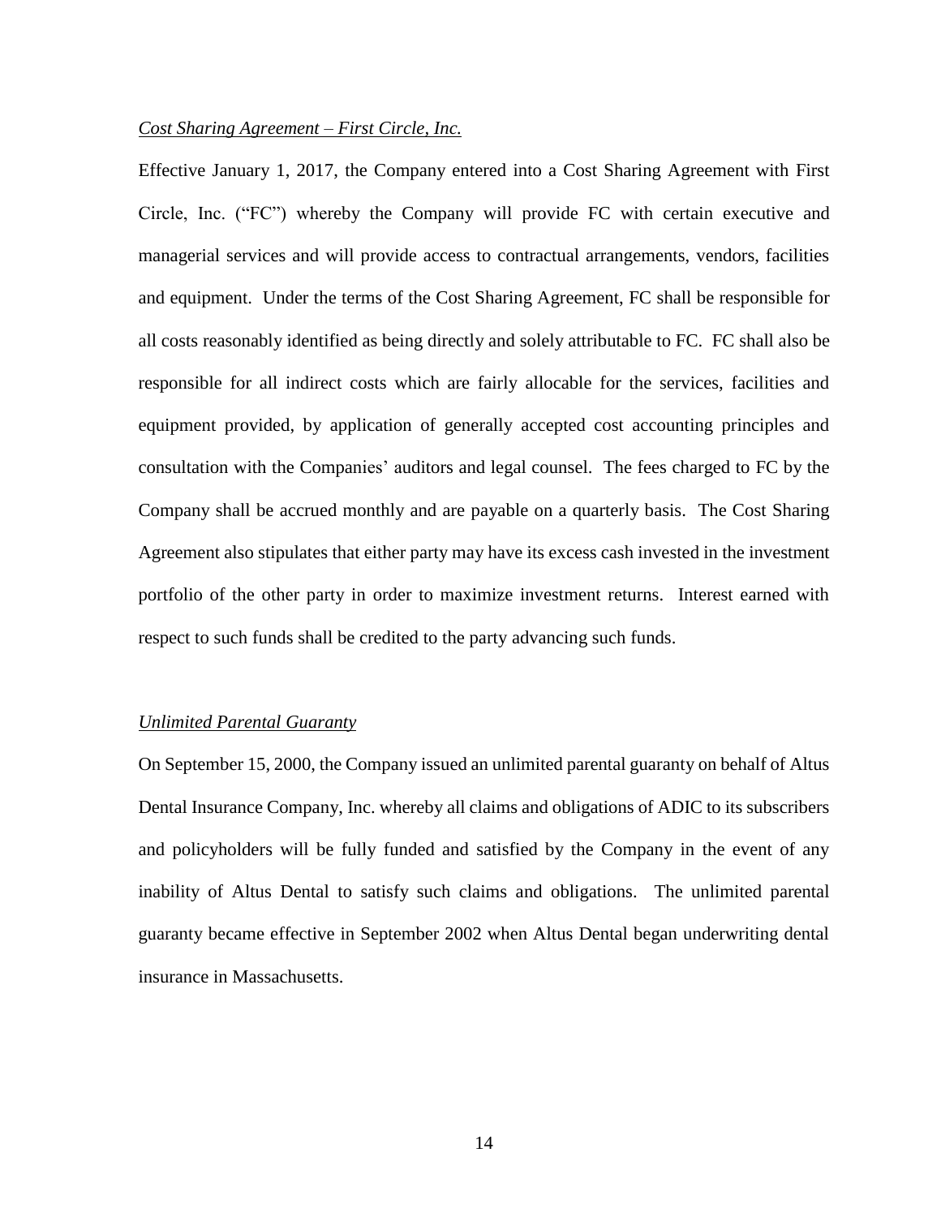*Cost Sharing Agreement – First Circle, Inc.*

Effective January 1, 2017, the Company entered into a Cost Sharing Agreement with First Circle, Inc. ("FC") whereby the Company will provide FC with certain executive and managerial services and will provide access to contractual arrangements, vendors, facilities and equipment. Under the terms of the Cost Sharing Agreement, FC shall be responsible for all costs reasonably identified as being directly and solely attributable to FC. FC shall also be responsible for all indirect costs which are fairly allocable for the services, facilities and equipment provided, by application of generally accepted cost accounting principles and consultation with the Companies' auditors and legal counsel. The fees charged to FC by the Company shall be accrued monthly and are payable on a quarterly basis. The Cost Sharing Agreement also stipulates that either party may have its excess cash invested in the investment portfolio of the other party in order to maximize investment returns. Interest earned with respect to such funds shall be credited to the party advancing such funds.

*Unlimited Parental Guaranty*

On September 15, 2000, the Company issued an unlimited parental guaranty on behalf of Altus Dental Insurance Company, Inc. whereby all claims and obligations of ADIC to its subscribers and policyholders will be fully funded and satisfied by the Company in the event of any inability of Altus Dental to satisfy such claims and obligations. The unlimited parental guaranty became effective in September 2002 when Altus Dental began underwriting dental insurance in Massachusetts.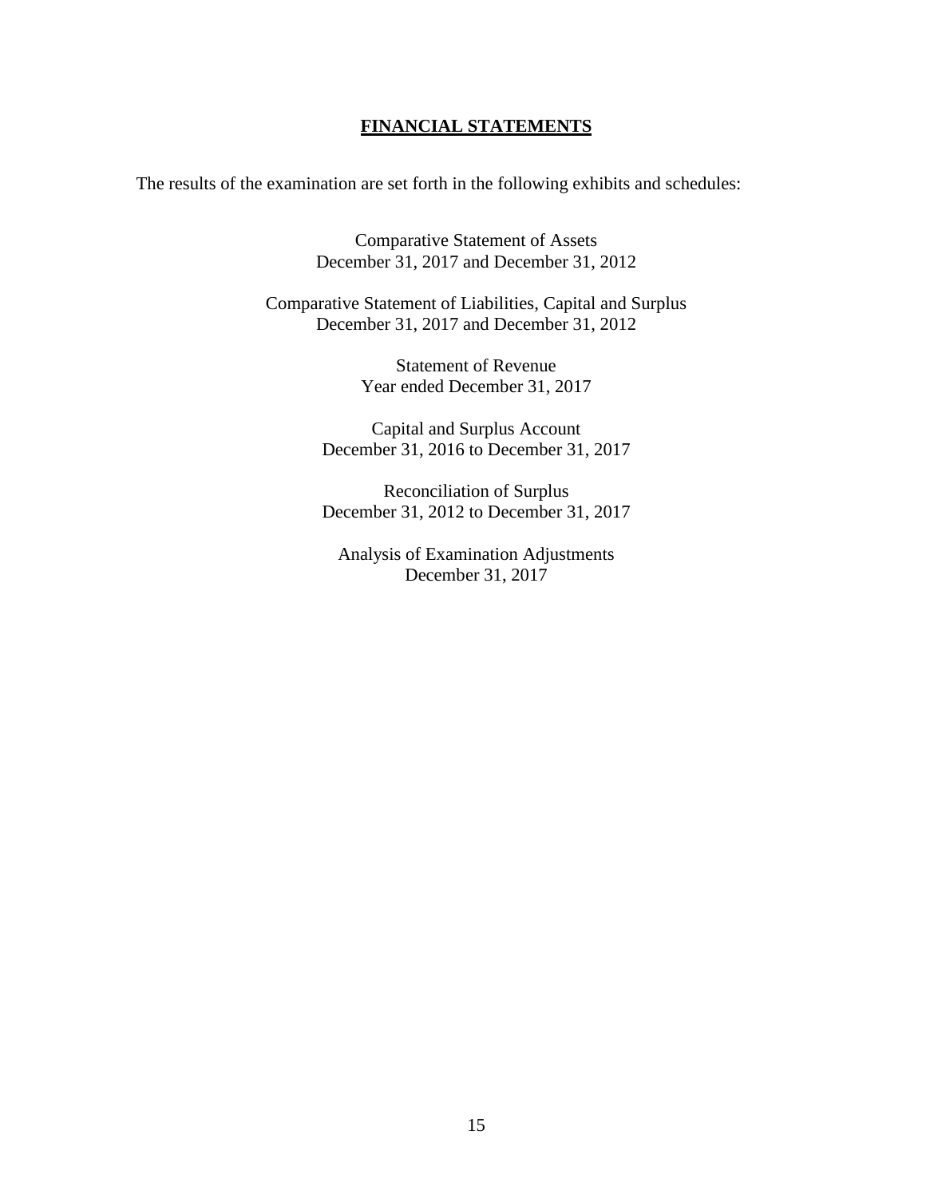## FINANCIAL STATEMENTS

The results of the examination are set forth in the following exhibits and schedules:

Comparative Statement of Assets
December 31, 2017 and December 31, 2012

Comparative Statement of Liabilities, Capital and Surplus
December 31, 2017 and December 31, 2012

Statement of Revenue
Year ended December 31, 2017

Capital and Surplus Account
December 31, 2016 to December 31, 2017

Reconciliation of Surplus
December 31, 2012 to December 31, 2017

Analysis of Examination Adjustments
December 31, 2017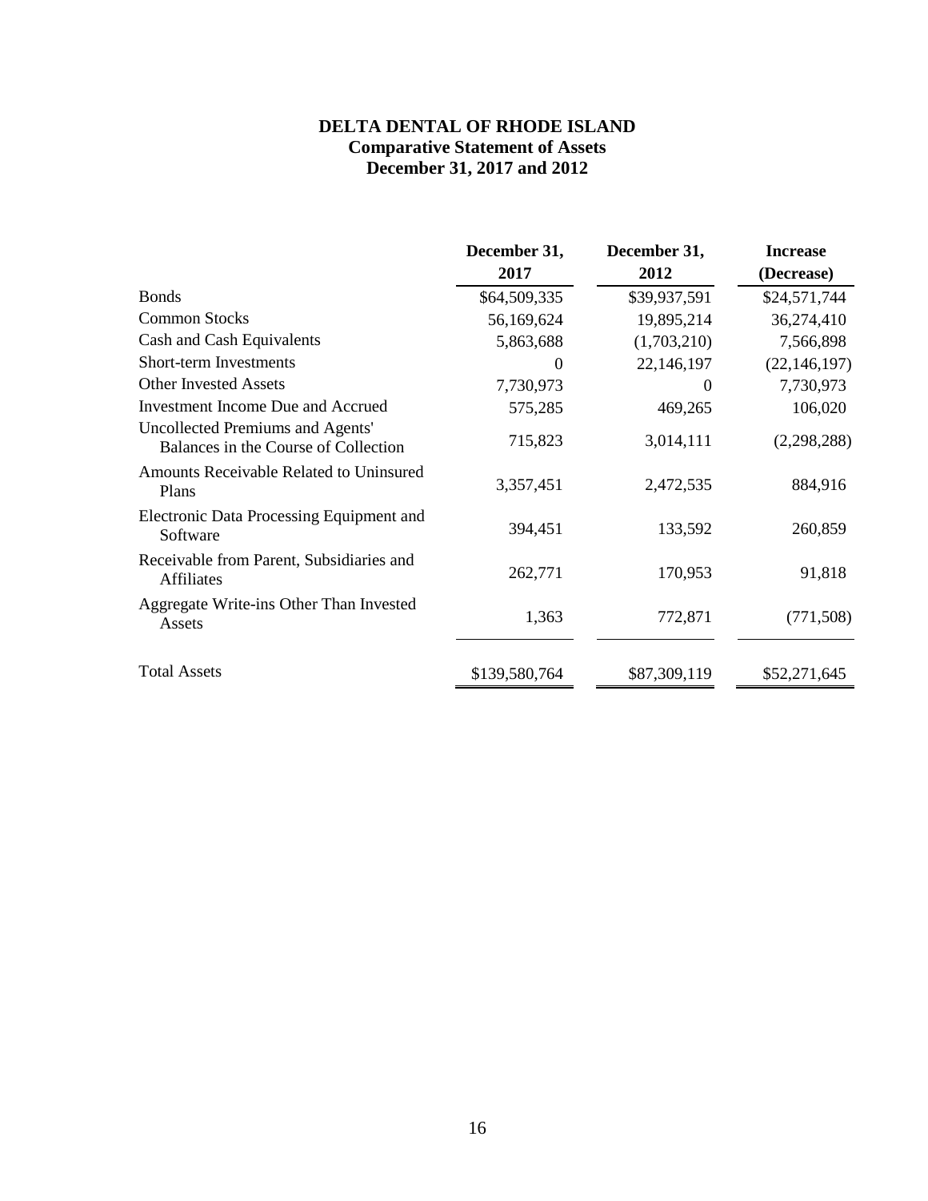# DELTA DENTAL OF RHODE ISLAND

## Comparative Statement of Assets

## December 31, 2017 and 2012

| | December 31, 2017 | December 31, 2012 | Increase (Decrease) |
|---|---|---|---|
| Bonds | $64,509,335 | $39,937,591 | $24,571,744 |
| Common Stocks | 56,169,624 | 19,895,214 | 36,274,410 |
| Cash and Cash Equivalents | 5,863,688 | (1,703,210) | 7,566,898 |
| Short-term Investments | 0 | 22,146,197 | (22,146,197) |
| Other Invested Assets | 7,730,973 | 0 | 7,730,973 |
| Investment Income Due and Accrued | 575,285 | 469,265 | 106,020 |
| Uncollected Premiums and Agents' Balances in the Course of Collection | 715,823 | 3,014,111 | (2,298,288) |
| Amounts Receivable Related to Uninsured Plans | 3,357,451 | 2,472,535 | 884,916 |
| Electronic Data Processing Equipment and Software | 394,451 | 133,592 | 260,859 |
| Receivable from Parent, Subsidiaries and Affiliates | 262,771 | 170,953 | 91,818 |
| Aggregate Write-ins Other Than Invested Assets | 1,363 | 772,871 | (771,508) |
| Total Assets | $139,580,764 | $87,309,119 | $52,271,645 |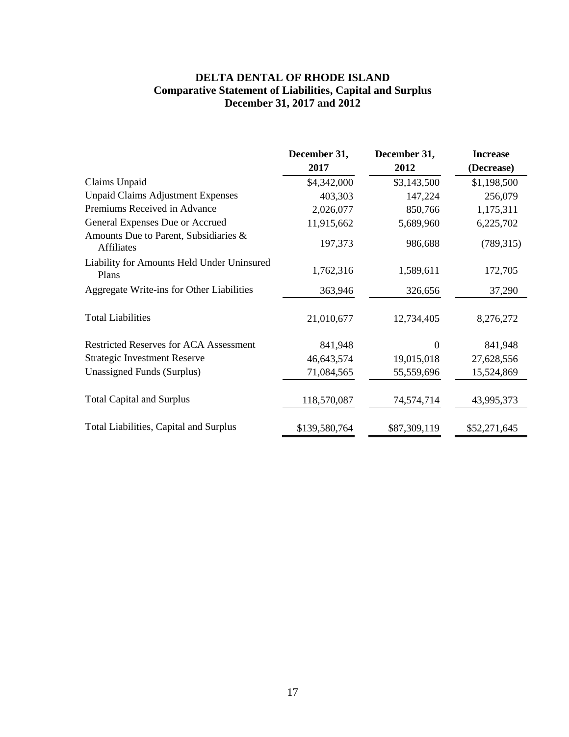# DELTA DENTAL OF RHODE ISLAND
## Comparative Statement of Liabilities, Capital and Surplus
## December 31, 2017 and 2012

| | December 31, 2017 | December 31, 2012 | Increase (Decrease) |
|---|---|---|---|
| Claims Unpaid | $4,342,000 | $3,143,500 | $1,198,500 |
| Unpaid Claims Adjustment Expenses | 403,303 | 147,224 | 256,079 |
| Premiums Received in Advance | 2,026,077 | 850,766 | 1,175,311 |
| General Expenses Due or Accrued | 11,915,662 | 5,689,960 | 6,225,702 |
| Amounts Due to Parent, Subsidiaries & Affiliates | 197,373 | 986,688 | (789,315) |
| Liability for Amounts Held Under Uninsured Plans | 1,762,316 | 1,589,611 | 172,705 |
| Aggregate Write-ins for Other Liabilities | 363,946 | 326,656 | 37,290 |
| Total Liabilities | 21,010,677 | 12,734,405 | 8,276,272 |
| Restricted Reserves for ACA Assessment | 841,948 | 0 | 841,948 |
| Strategic Investment Reserve | 46,643,574 | 19,015,018 | 27,628,556 |
| Unassigned Funds (Surplus) | 71,084,565 | 55,559,696 | 15,524,869 |
| Total Capital and Surplus | 118,570,087 | 74,574,714 | 43,995,373 |
| Total Liabilities, Capital and Surplus | $139,580,764 | $87,309,119 | $52,271,645 |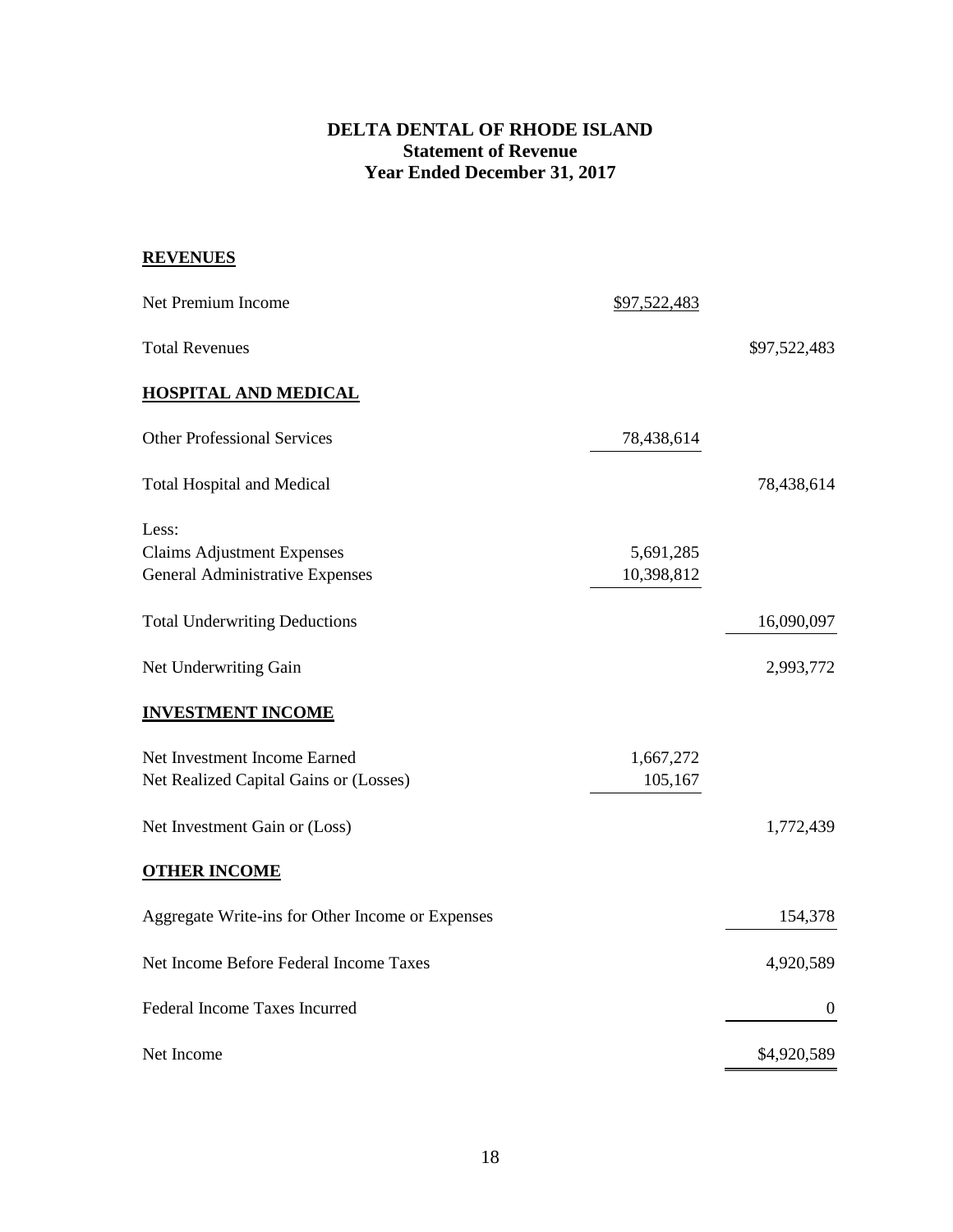**DELTA DENTAL OF RHODE ISLAND**
**Statement of Revenue**
**Year Ended December 31, 2017**

| | | |
|---|---|---|
| **REVENUES** | | |
| Net Premium Income | $97,522,483 | |
| Total Revenues | | $97,522,483 |
| **HOSPITAL AND MEDICAL** | | |
| Other Professional Services | 78,438,614 | |
| Total Hospital and Medical | | 78,438,614 |
| Less: | | |
| Claims Adjustment Expenses | 5,691,285 | |
| General Administrative Expenses | 10,398,812 | |
| Total Underwriting Deductions | | 16,090,097 |
| Net Underwriting Gain | | 2,993,772 |
| **INVESTMENT INCOME** | | |
| Net Investment Income Earned | 1,667,272 | |
| Net Realized Capital Gains or (Losses) | 105,167 | |
| Net Investment Gain or (Loss) | | 1,772,439 |
| **OTHER INCOME** | | |
| Aggregate Write-ins for Other Income or Expenses | | 154,378 |
| Net Income Before Federal Income Taxes | | 4,920,589 |
| Federal Income Taxes Incurred | | 0 |
| Net Income | | $4,920,589 |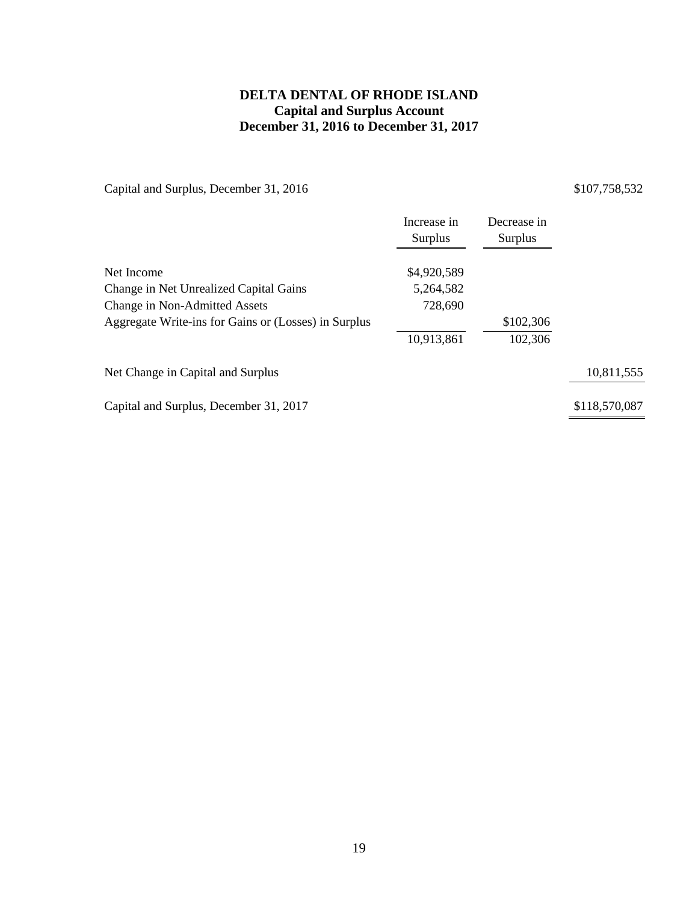# DELTA DENTAL OF RHODE ISLAND
## Capital and Surplus Account
## December 31, 2016 to December 31, 2017

| | Increase in Surplus | Decrease in Surplus | |
|---|---|---|---|
| Capital and Surplus, December 31, 2016 | | | $107,758,532 |
| Net Income | $4,920,589 | | |
| Change in Net Unrealized Capital Gains | 5,264,582 | | |
| Change in Non-Admitted Assets | 728,690 | | |
| Aggregate Write-ins for Gains or (Losses) in Surplus | | $102,306 | |
| | 10,913,861 | 102,306 | |
| Net Change in Capital and Surplus | | | 10,811,555 |
| Capital and Surplus, December 31, 2017 | | | $118,570,087 |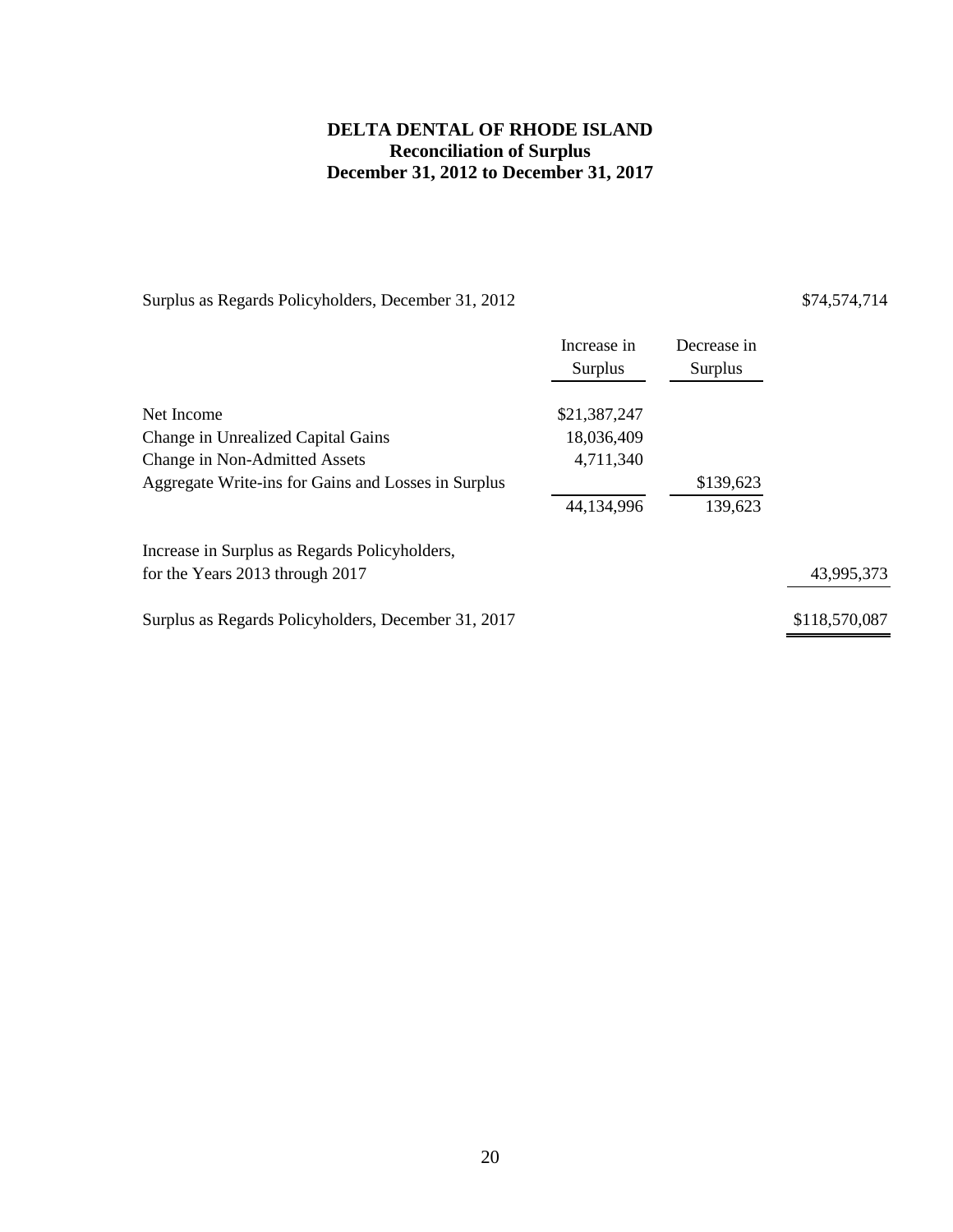# DELTA DENTAL OF RHODE ISLAND
## Reconciliation of Surplus
## December 31, 2012 to December 31, 2017

| | Increase in Surplus | Decrease in Surplus | |
|---|---|---|---|
| Surplus as Regards Policyholders, December 31, 2012 | | | $74,574,714 |
| Net Income | $21,387,247 | | |
| Change in Unrealized Capital Gains | 18,036,409 | | |
| Change in Non-Admitted Assets | 4,711,340 | | |
| Aggregate Write-ins for Gains and Losses in Surplus | | $139,623 | |
| | 44,134,996 | 139,623 | |
| Increase in Surplus as Regards Policyholders, for the Years 2013 through 2017 | | | 43,995,373 |
| Surplus as Regards Policyholders, December 31, 2017 | | | $118,570,087 |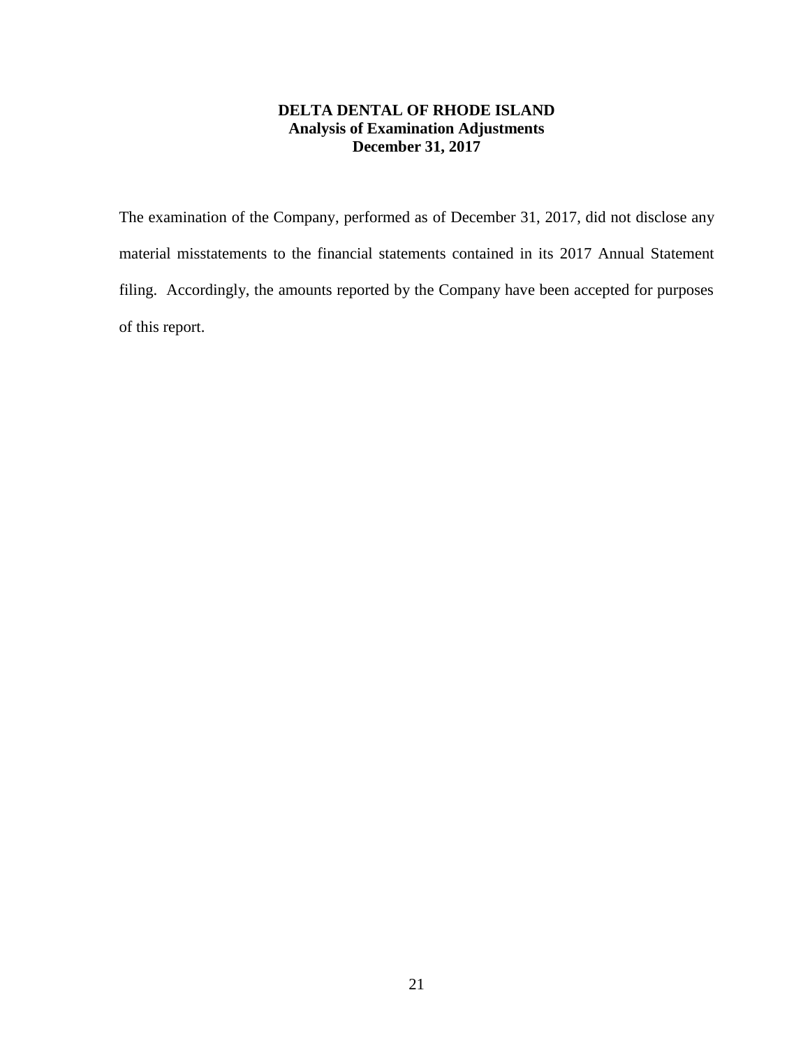**DELTA DENTAL OF RHODE ISLAND**
**Analysis of Examination Adjustments**
**December 31, 2017**

The examination of the Company, performed as of December 31, 2017, did not disclose any material misstatements to the financial statements contained in its 2017 Annual Statement filing. Accordingly, the amounts reported by the Company have been accepted for purposes of this report.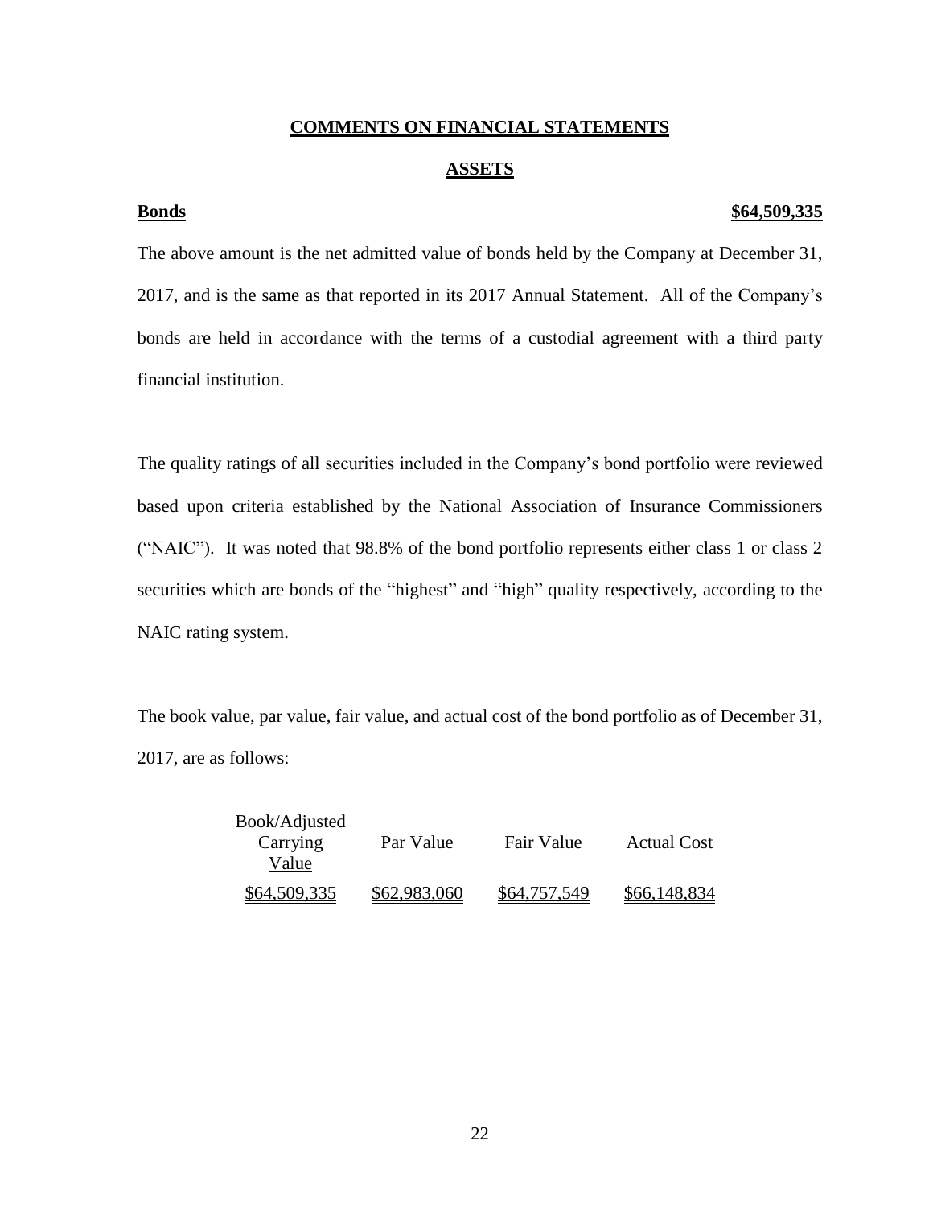## COMMENTS ON FINANCIAL STATEMENTS

### ASSETS

**Bonds** **$64,509,335**

The above amount is the net admitted value of bonds held by the Company at December 31, 2017, and is the same as that reported in its 2017 Annual Statement. All of the Company's bonds are held in accordance with the terms of a custodial agreement with a third party financial institution.

The quality ratings of all securities included in the Company's bond portfolio were reviewed based upon criteria established by the National Association of Insurance Commissioners ("NAIC"). It was noted that 98.8% of the bond portfolio represents either class 1 or class 2 securities which are bonds of the "highest" and "high" quality respectively, according to the NAIC rating system.

The book value, par value, fair value, and actual cost of the bond portfolio as of December 31, 2017, are as follows:

| Book/Adjusted Carrying Value | Par Value | Fair Value | Actual Cost |
|---|---|---|---|
| $64,509,335 | $62,983,060 | $64,757,549 | $66,148,834 |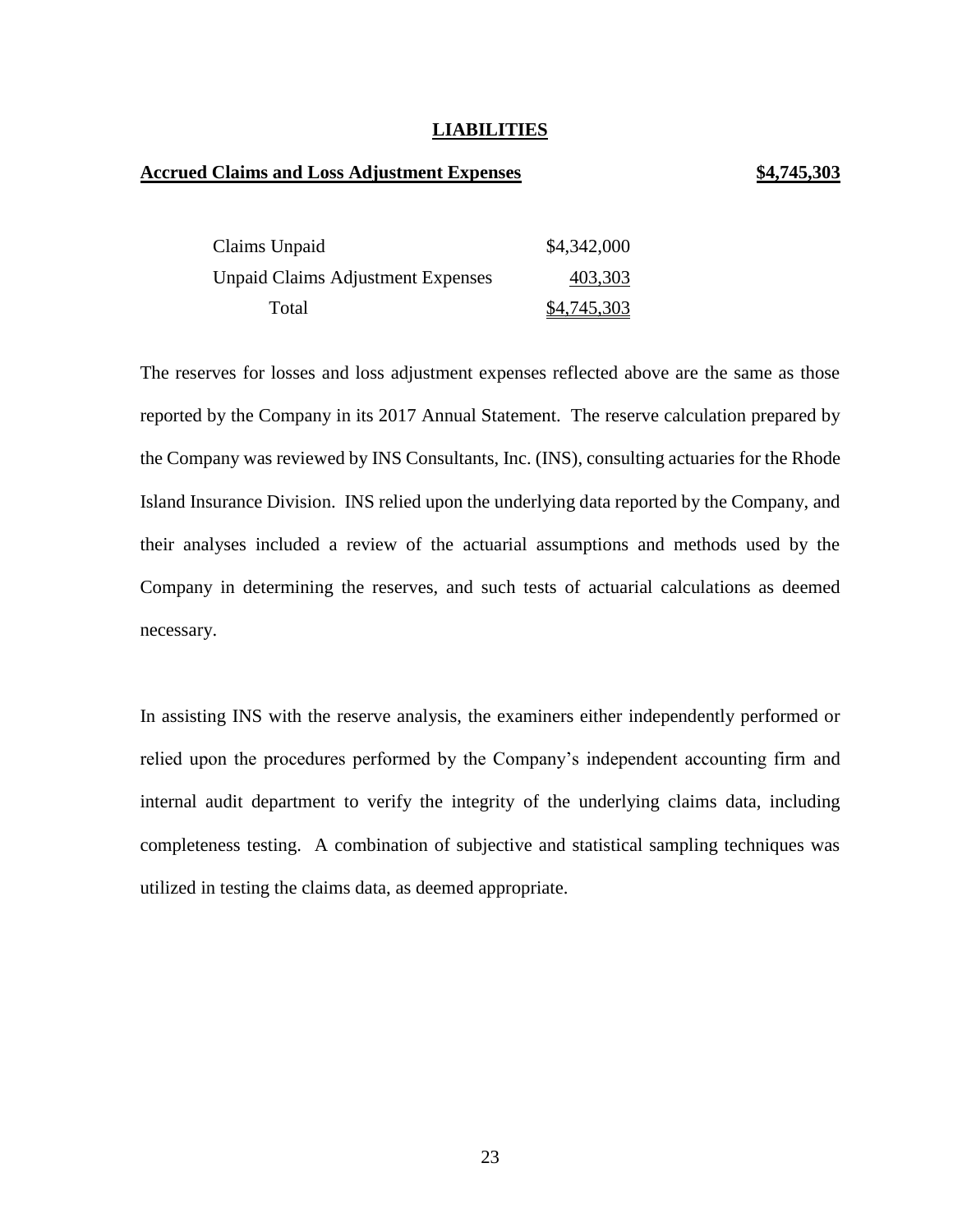## LIABILITIES

**Accrued Claims and Loss Adjustment Expenses** **$4,745,303**

| | |
|---|---|
| Claims Unpaid | $4,342,000 |
| Unpaid Claims Adjustment Expenses | 403,303 |
| Total | $4,745,303 |

The reserves for losses and loss adjustment expenses reflected above are the same as those reported by the Company in its 2017 Annual Statement. The reserve calculation prepared by the Company was reviewed by INS Consultants, Inc. (INS), consulting actuaries for the Rhode Island Insurance Division. INS relied upon the underlying data reported by the Company, and their analyses included a review of the actuarial assumptions and methods used by the Company in determining the reserves, and such tests of actuarial calculations as deemed necessary.

In assisting INS with the reserve analysis, the examiners either independently performed or relied upon the procedures performed by the Company's independent accounting firm and internal audit department to verify the integrity of the underlying claims data, including completeness testing. A combination of subjective and statistical sampling techniques was utilized in testing the claims data, as deemed appropriate.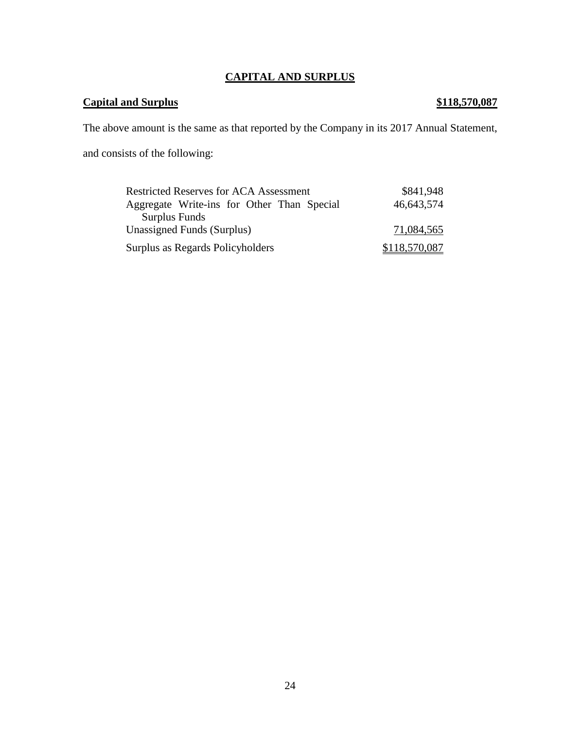## CAPITAL AND SURPLUS

**Capital and Surplus** **$118,570,087**

The above amount is the same as that reported by the Company in its 2017 Annual Statement, and consists of the following:

| | |
|---|---|
| Restricted Reserves for ACA Assessment | $841,948 |
| Aggregate Write-ins for Other Than Special Surplus Funds | 46,643,574 |
| Unassigned Funds (Surplus) | 71,084,565 |
| Surplus as Regards Policyholders | $118,570,087 |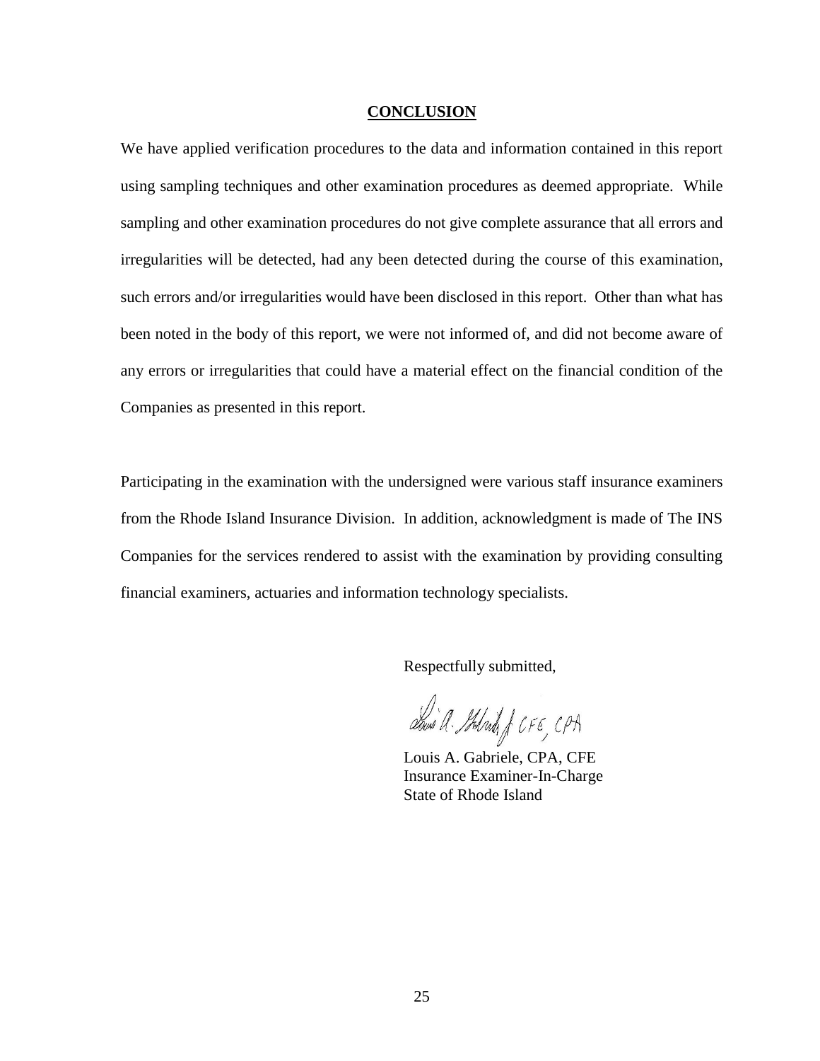## CONCLUSION

We have applied verification procedures to the data and information contained in this report using sampling techniques and other examination procedures as deemed appropriate. While sampling and other examination procedures do not give complete assurance that all errors and irregularities will be detected, had any been detected during the course of this examination, such errors and/or irregularities would have been disclosed in this report. Other than what has been noted in the body of this report, we were not informed of, and did not become aware of any errors or irregularities that could have a material effect on the financial condition of the Companies as presented in this report.

Participating in the examination with the undersigned were various staff insurance examiners from the Rhode Island Insurance Division. In addition, acknowledgment is made of The INS Companies for the services rendered to assist with the examination by providing consulting financial examiners, actuaries and information technology specialists.

Respectfully submitted,

Louis A. Gabriele, CPA, CFE
Insurance Examiner-In-Charge
State of Rhode Island